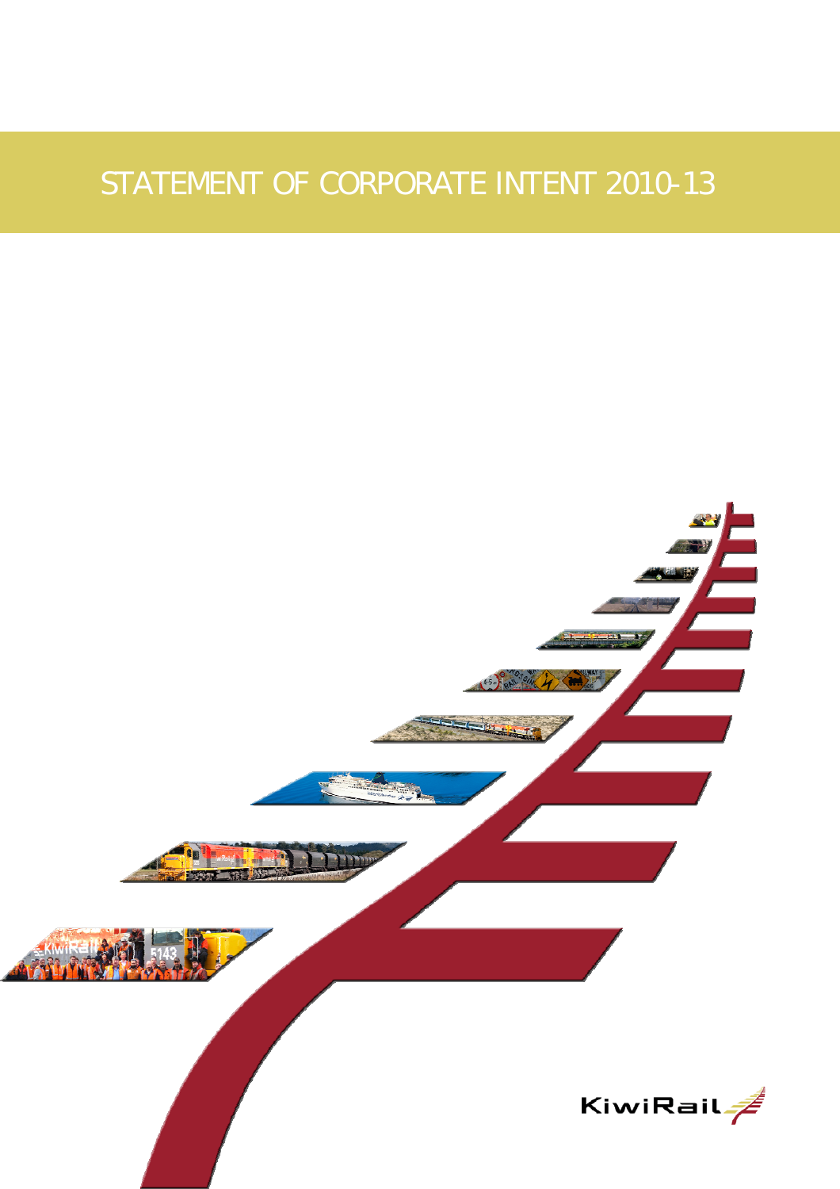# STATEMENT OF CORPORATE INTENT 2010-13

KiwiRail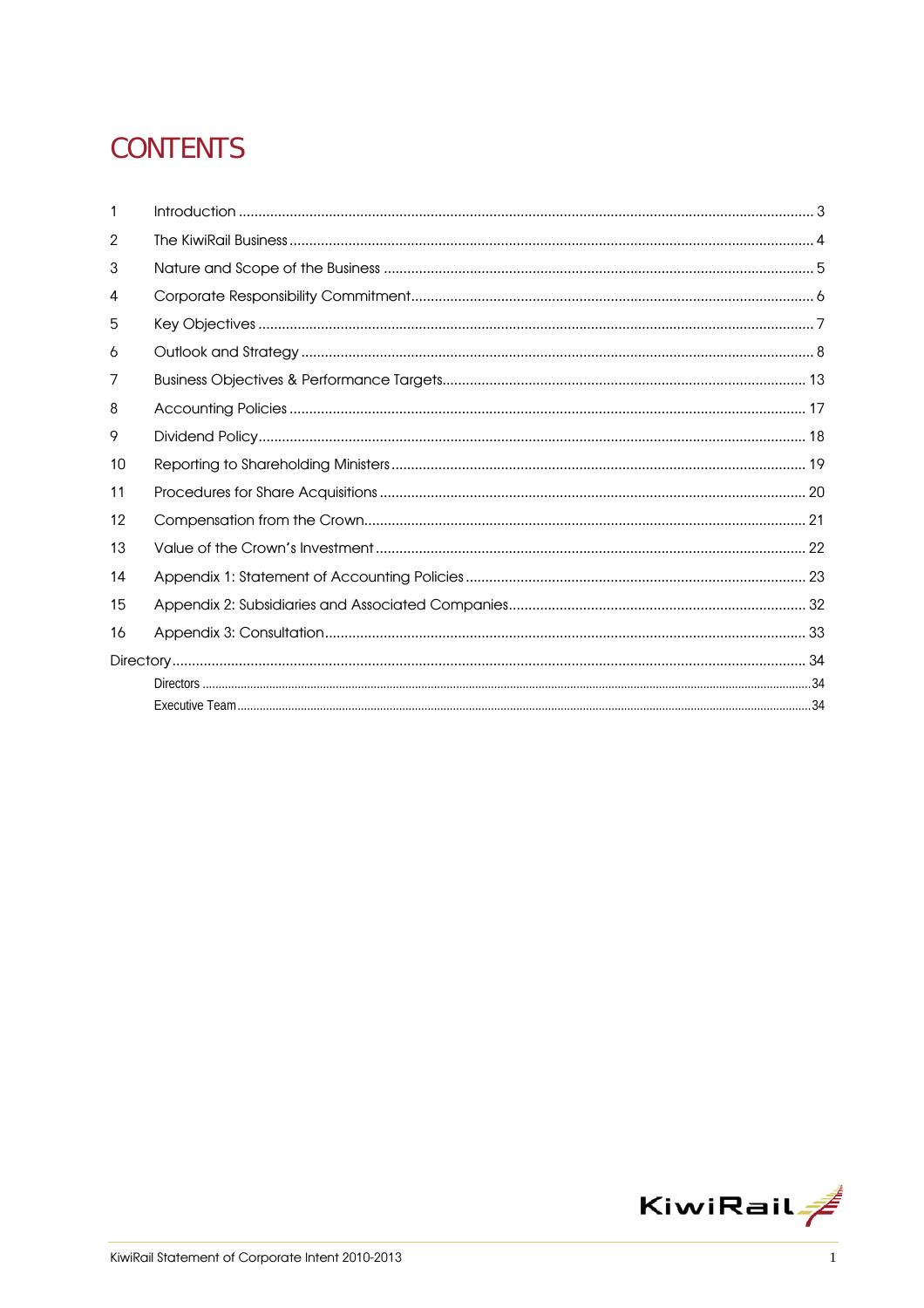# CONTENTS

| | | |
|---|---|---|
| 1 | Introduction | 3 |
| 2 | The KiwiRail Business | 4 |
| 3 | Nature and Scope of the Business | 5 |
| 4 | Corporate Responsibility Commitment | 6 |
| 5 | Key Objectives | 7 |
| 6 | Outlook and Strategy | 8 |
| 7 | Business Objectives & Performance Targets | 13 |
| 8 | Accounting Policies | 17 |
| 9 | Dividend Policy | 18 |
| 10 | Reporting to Shareholding Ministers | 19 |
| 11 | Procedures for Share Acquisitions | 20 |
| 12 | Compensation from the Crown | 21 |
| 13 | Value of the Crown's Investment | 22 |
| 14 | Appendix 1: Statement of Accounting Policies | 23 |
| 15 | Appendix 2: Subsidiaries and Associated Companies | 32 |
| 16 | Appendix 3: Consultation | 33 |
| Directory | | 34 |
| | Directors | 34 |
| | Executive Team | 34 |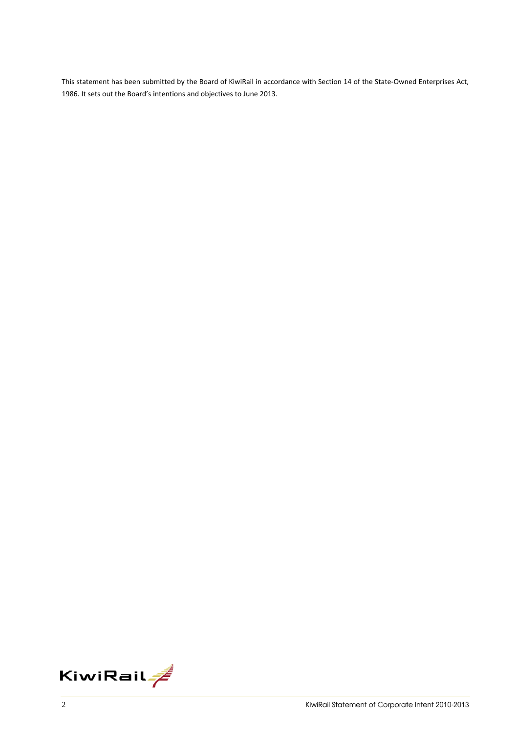This statement has been submitted by the Board of KiwiRail in accordance with Section 14 of the State-Owned Enterprises Act, 1986. It sets out the Board's intentions and objectives to June 2013.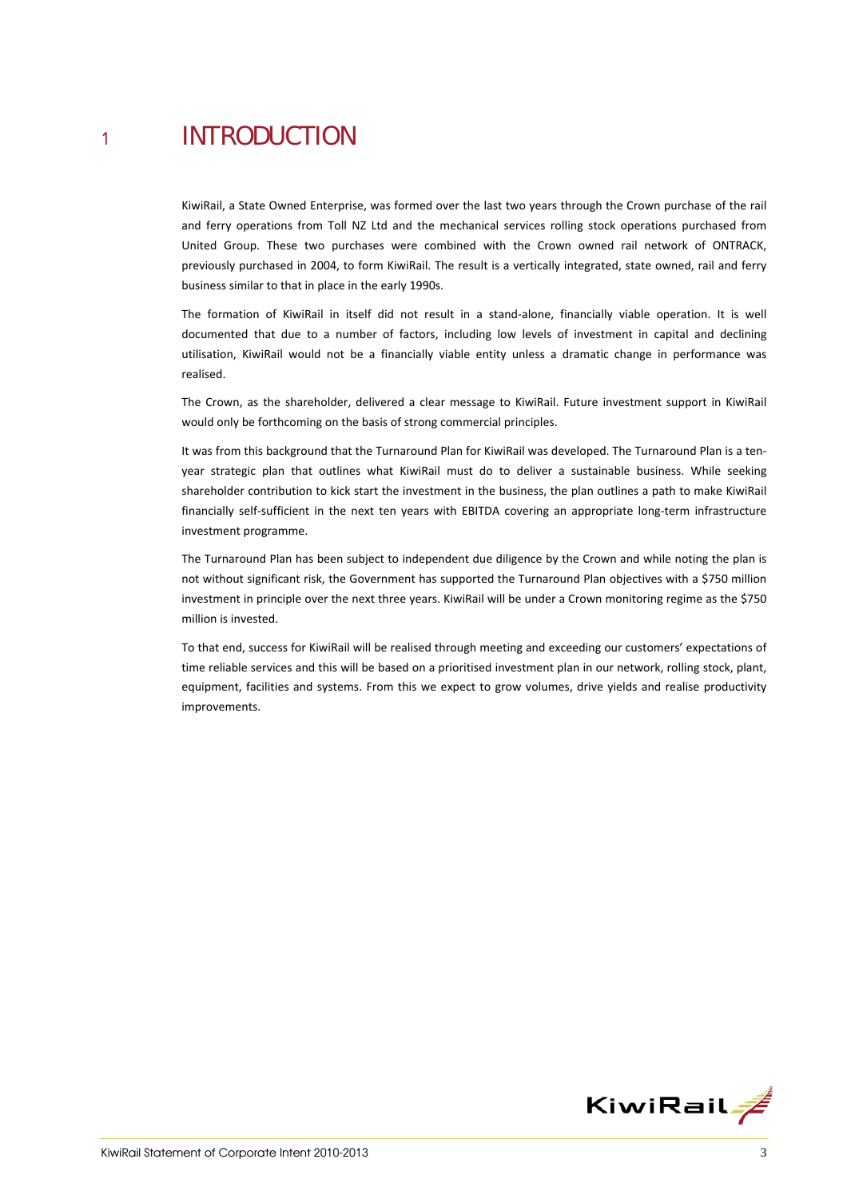# 1 INTRODUCTION

KiwiRail, a State Owned Enterprise, was formed over the last two years through the Crown purchase of the rail and ferry operations from Toll NZ Ltd and the mechanical services rolling stock operations purchased from United Group. These two purchases were combined with the Crown owned rail network of ONTRACK, previously purchased in 2004, to form KiwiRail. The result is a vertically integrated, state owned, rail and ferry business similar to that in place in the early 1990s.

The formation of KiwiRail in itself did not result in a stand-alone, financially viable operation. It is well documented that due to a number of factors, including low levels of investment in capital and declining utilisation, KiwiRail would not be a financially viable entity unless a dramatic change in performance was realised.

The Crown, as the shareholder, delivered a clear message to KiwiRail. Future investment support in KiwiRail would only be forthcoming on the basis of strong commercial principles.

It was from this background that the Turnaround Plan for KiwiRail was developed. The Turnaround Plan is a ten-year strategic plan that outlines what KiwiRail must do to deliver a sustainable business. While seeking shareholder contribution to kick start the investment in the business, the plan outlines a path to make KiwiRail financially self-sufficient in the next ten years with EBITDA covering an appropriate long-term infrastructure investment programme.

The Turnaround Plan has been subject to independent due diligence by the Crown and while noting the plan is not without significant risk, the Government has supported the Turnaround Plan objectives with a $750 million investment in principle over the next three years. KiwiRail will be under a Crown monitoring regime as the $750 million is invested.

To that end, success for KiwiRail will be realised through meeting and exceeding our customers' expectations of time reliable services and this will be based on a prioritised investment plan in our network, rolling stock, plant, equipment, facilities and systems. From this we expect to grow volumes, drive yields and realise productivity improvements.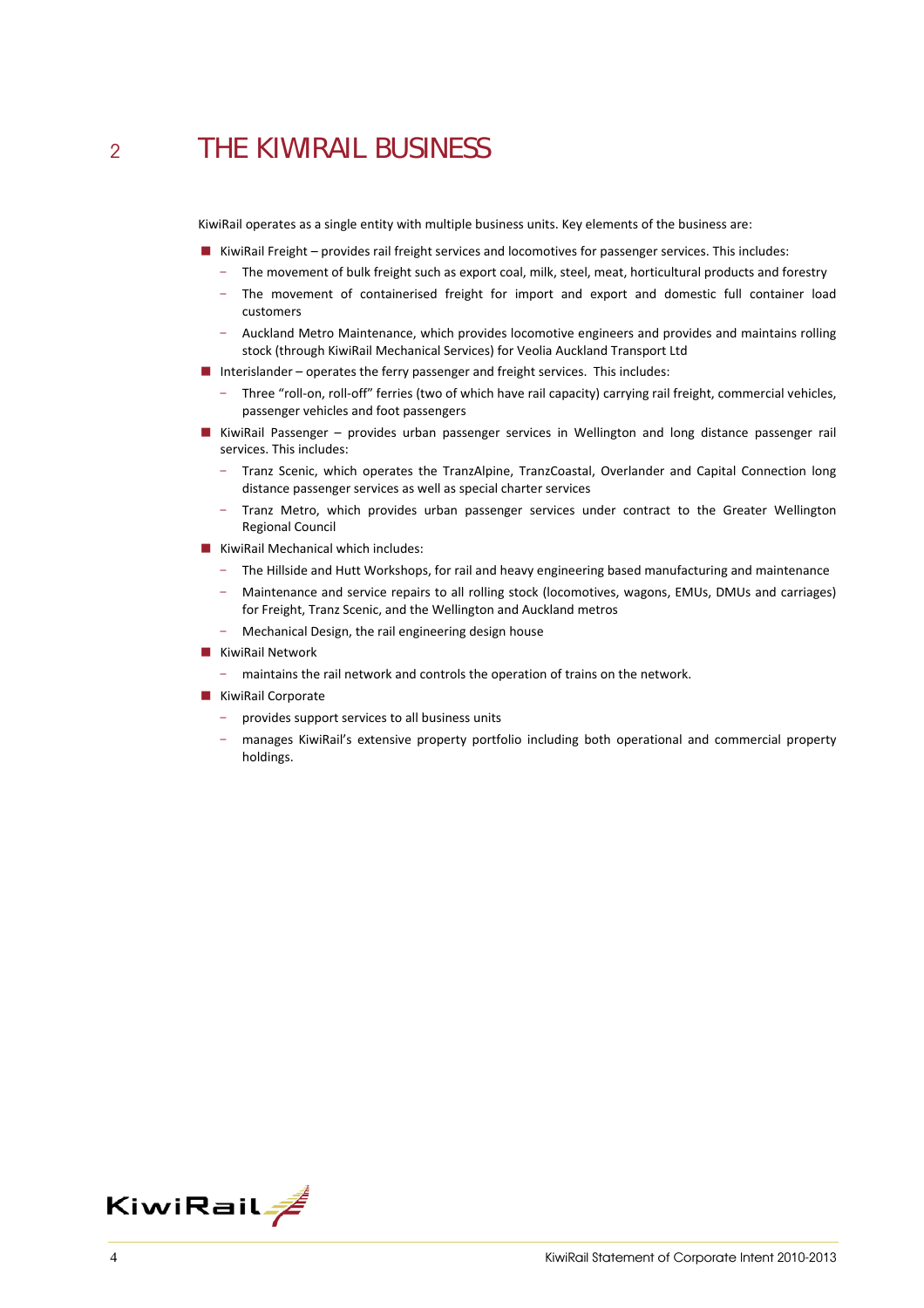# 2 THE KIWIRAIL BUSINESS

KiwiRail operates as a single entity with multiple business units. Key elements of the business are:

- KiwiRail Freight – provides rail freight services and locomotives for passenger services. This includes:
  - The movement of bulk freight such as export coal, milk, steel, meat, horticultural products and forestry
  - The movement of containerised freight for import and export and domestic full container load customers
  - Auckland Metro Maintenance, which provides locomotive engineers and provides and maintains rolling stock (through KiwiRail Mechanical Services) for Veolia Auckland Transport Ltd
- Interislander – operates the ferry passenger and freight services. This includes:
  - Three "roll-on, roll-off" ferries (two of which have rail capacity) carrying rail freight, commercial vehicles, passenger vehicles and foot passengers
- KiwiRail Passenger – provides urban passenger services in Wellington and long distance passenger rail services. This includes:
  - Tranz Scenic, which operates the TranzAlpine, TranzCoastal, Overlander and Capital Connection long distance passenger services as well as special charter services
  - Tranz Metro, which provides urban passenger services under contract to the Greater Wellington Regional Council
- KiwiRail Mechanical which includes:
  - The Hillside and Hutt Workshops, for rail and heavy engineering based manufacturing and maintenance
  - Maintenance and service repairs to all rolling stock (locomotives, wagons, EMUs, DMUs and carriages) for Freight, Tranz Scenic, and the Wellington and Auckland metros
  - Mechanical Design, the rail engineering design house
- KiwiRail Network
  - maintains the rail network and controls the operation of trains on the network.
- KiwiRail Corporate
  - provides support services to all business units
  - manages KiwiRail's extensive property portfolio including both operational and commercial property holdings.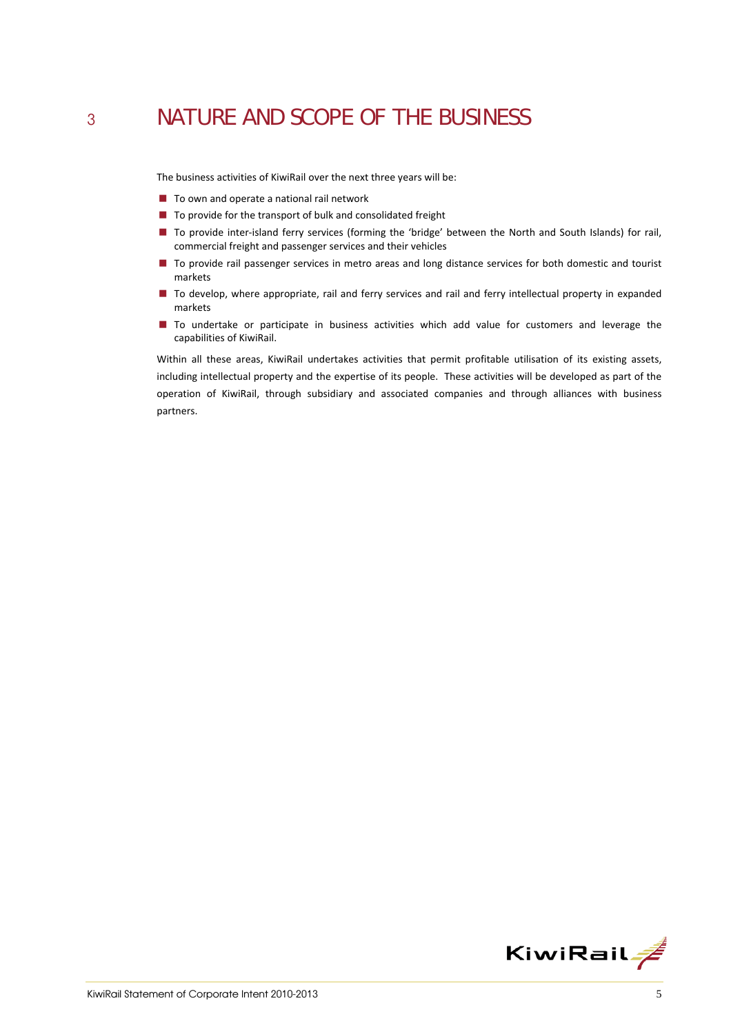# 3 NATURE AND SCOPE OF THE BUSINESS

The business activities of KiwiRail over the next three years will be:

- To own and operate a national rail network
- To provide for the transport of bulk and consolidated freight
- To provide inter-island ferry services (forming the 'bridge' between the North and South Islands) for rail, commercial freight and passenger services and their vehicles
- To provide rail passenger services in metro areas and long distance services for both domestic and tourist markets
- To develop, where appropriate, rail and ferry services and rail and ferry intellectual property in expanded markets
- To undertake or participate in business activities which add value for customers and leverage the capabilities of KiwiRail.

Within all these areas, KiwiRail undertakes activities that permit profitable utilisation of its existing assets, including intellectual property and the expertise of its people. These activities will be developed as part of the operation of KiwiRail, through subsidiary and associated companies and through alliances with business partners.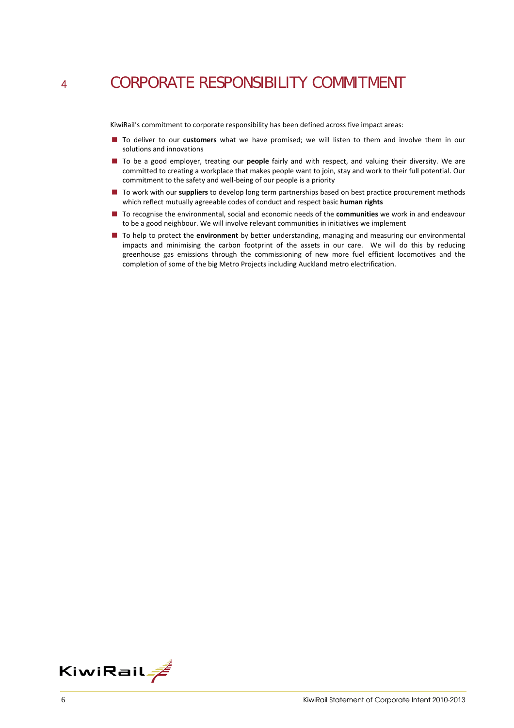# 4 CORPORATE RESPONSIBILITY COMMITMENT

KiwiRail's commitment to corporate responsibility has been defined across five impact areas:

- To deliver to our **customers** what we have promised; we will listen to them and involve them in our solutions and innovations
- To be a good employer, treating our **people** fairly and with respect, and valuing their diversity. We are committed to creating a workplace that makes people want to join, stay and work to their full potential. Our commitment to the safety and well-being of our people is a priority
- To work with our **suppliers** to develop long term partnerships based on best practice procurement methods which reflect mutually agreeable codes of conduct and respect basic **human rights**
- To recognise the environmental, social and economic needs of the **communities** we work in and endeavour to be a good neighbour. We will involve relevant communities in initiatives we implement
- To help to protect the **environment** by better understanding, managing and measuring our environmental impacts and minimising the carbon footprint of the assets in our care. We will do this by reducing greenhouse gas emissions through the commissioning of new more fuel efficient locomotives and the completion of some of the big Metro Projects including Auckland metro electrification.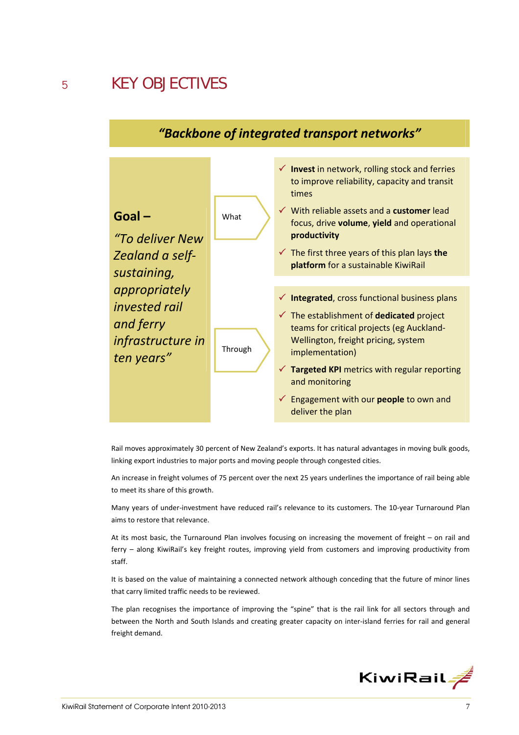# 5 KEY OBJECTIVES

***"Backbone of integrated transport networks"***

**Goal –**

*"To deliver New Zealand a self-sustaining, appropriately invested rail and ferry infrastructure in ten years"*

**What**

- ✓ **Invest** in network, rolling stock and ferries to improve reliability, capacity and transit times
- ✓ With reliable assets and a **customer** lead focus, drive **volume**, **yield** and operational **productivity**
- ✓ The first three years of this plan lays **the platform** for a sustainable KiwiRail

**Through**

- ✓ **Integrated**, cross functional business plans
- ✓ The establishment of **dedicated** project teams for critical projects (eg Auckland-Wellington, freight pricing, system implementation)
- ✓ **Targeted KPI** metrics with regular reporting and monitoring
- ✓ Engagement with our **people** to own and deliver the plan

Rail moves approximately 30 percent of New Zealand's exports. It has natural advantages in moving bulk goods, linking export industries to major ports and moving people through congested cities.

An increase in freight volumes of 75 percent over the next 25 years underlines the importance of rail being able to meet its share of this growth.

Many years of under-investment have reduced rail's relevance to its customers. The 10-year Turnaround Plan aims to restore that relevance.

At its most basic, the Turnaround Plan involves focusing on increasing the movement of freight – on rail and ferry – along KiwiRail's key freight routes, improving yield from customers and improving productivity from staff.

It is based on the value of maintaining a connected network although conceding that the future of minor lines that carry limited traffic needs to be reviewed.

The plan recognises the importance of improving the "spine" that is the rail link for all sectors through and between the North and South Islands and creating greater capacity on inter-island ferries for rail and general freight demand.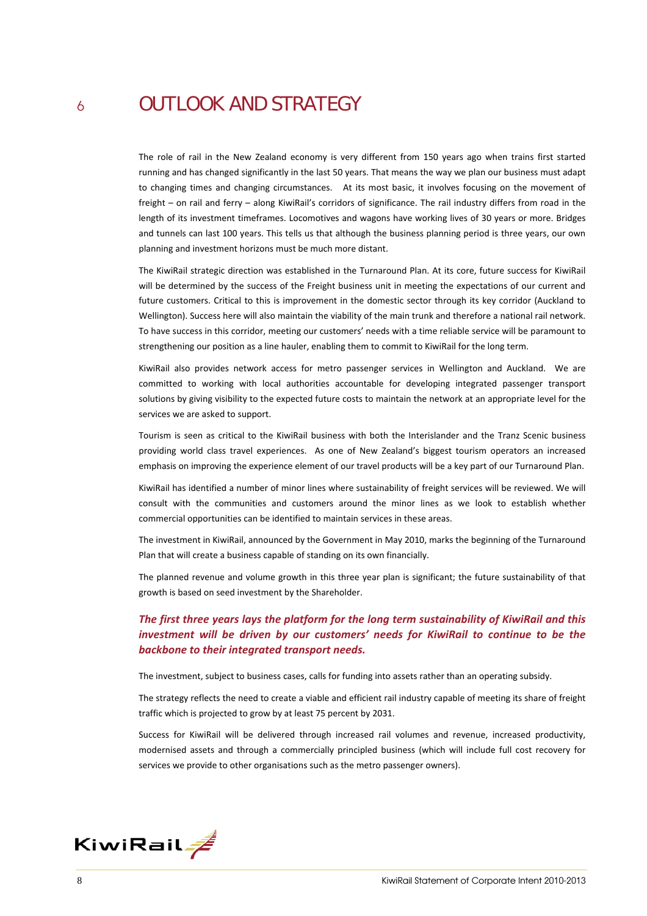# 6 OUTLOOK AND STRATEGY

The role of rail in the New Zealand economy is very different from 150 years ago when trains first started running and has changed significantly in the last 50 years. That means the way we plan our business must adapt to changing times and changing circumstances. At its most basic, it involves focusing on the movement of freight – on rail and ferry – along KiwiRail's corridors of significance. The rail industry differs from road in the length of its investment timeframes. Locomotives and wagons have working lives of 30 years or more. Bridges and tunnels can last 100 years. This tells us that although the business planning period is three years, our own planning and investment horizons must be much more distant.

The KiwiRail strategic direction was established in the Turnaround Plan. At its core, future success for KiwiRail will be determined by the success of the Freight business unit in meeting the expectations of our current and future customers. Critical to this is improvement in the domestic sector through its key corridor (Auckland to Wellington). Success here will also maintain the viability of the main trunk and therefore a national rail network. To have success in this corridor, meeting our customers' needs with a time reliable service will be paramount to strengthening our position as a line hauler, enabling them to commit to KiwiRail for the long term.

KiwiRail also provides network access for metro passenger services in Wellington and Auckland. We are committed to working with local authorities accountable for developing integrated passenger transport solutions by giving visibility to the expected future costs to maintain the network at an appropriate level for the services we are asked to support.

Tourism is seen as critical to the KiwiRail business with both the Interislander and the Tranz Scenic business providing world class travel experiences. As one of New Zealand's biggest tourism operators an increased emphasis on improving the experience element of our travel products will be a key part of our Turnaround Plan.

KiwiRail has identified a number of minor lines where sustainability of freight services will be reviewed. We will consult with the communities and customers around the minor lines as we look to establish whether commercial opportunities can be identified to maintain services in these areas.

The investment in KiwiRail, announced by the Government in May 2010, marks the beginning of the Turnaround Plan that will create a business capable of standing on its own financially.

The planned revenue and volume growth in this three year plan is significant; the future sustainability of that growth is based on seed investment by the Shareholder.

***The first three years lays the platform for the long term sustainability of KiwiRail and this investment will be driven by our customers' needs for KiwiRail to continue to be the backbone to their integrated transport needs.***

The investment, subject to business cases, calls for funding into assets rather than an operating subsidy.

The strategy reflects the need to create a viable and efficient rail industry capable of meeting its share of freight traffic which is projected to grow by at least 75 percent by 2031.

Success for KiwiRail will be delivered through increased rail volumes and revenue, increased productivity, modernised assets and through a commercially principled business (which will include full cost recovery for services we provide to other organisations such as the metro passenger owners).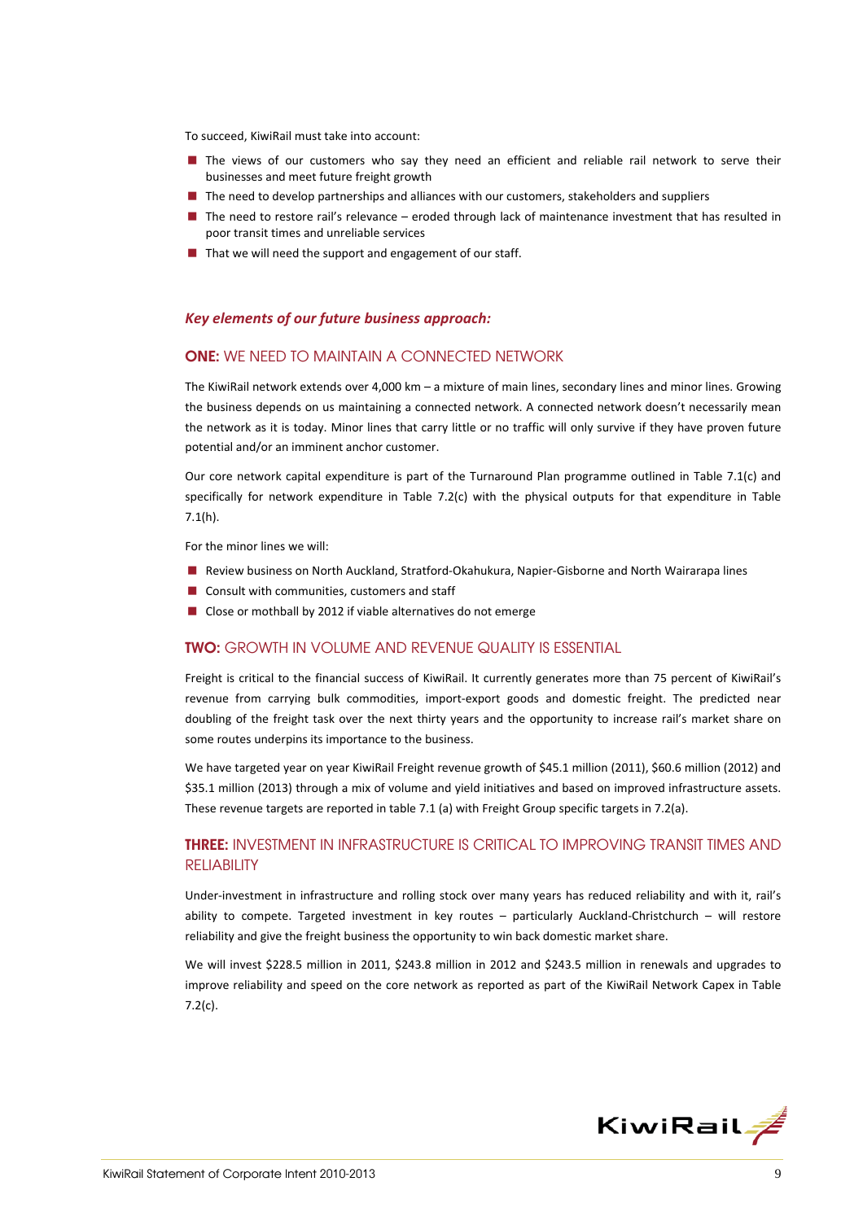To succeed, KiwiRail must take into account:

- The views of our customers who say they need an efficient and reliable rail network to serve their businesses and meet future freight growth
- The need to develop partnerships and alliances with our customers, stakeholders and suppliers
- The need to restore rail's relevance – eroded through lack of maintenance investment that has resulted in poor transit times and unreliable services
- That we will need the support and engagement of our staff.

***Key elements of our future business approach:***

### **ONE:** WE NEED TO MAINTAIN A CONNECTED NETWORK

The KiwiRail network extends over 4,000 km – a mixture of main lines, secondary lines and minor lines. Growing the business depends on us maintaining a connected network. A connected network doesn't necessarily mean the network as it is today. Minor lines that carry little or no traffic will only survive if they have proven future potential and/or an imminent anchor customer.

Our core network capital expenditure is part of the Turnaround Plan programme outlined in Table 7.1(c) and specifically for network expenditure in Table 7.2(c) with the physical outputs for that expenditure in Table 7.1(h).

For the minor lines we will:

- Review business on North Auckland, Stratford-Okahukura, Napier-Gisborne and North Wairarapa lines
- Consult with communities, customers and staff
- Close or mothball by 2012 if viable alternatives do not emerge

### **TWO:** GROWTH IN VOLUME AND REVENUE QUALITY IS ESSENTIAL

Freight is critical to the financial success of KiwiRail. It currently generates more than 75 percent of KiwiRail's revenue from carrying bulk commodities, import-export goods and domestic freight. The predicted near doubling of the freight task over the next thirty years and the opportunity to increase rail's market share on some routes underpins its importance to the business.

We have targeted year on year KiwiRail Freight revenue growth of $45.1 million (2011), $60.6 million (2012) and $35.1 million (2013) through a mix of volume and yield initiatives and based on improved infrastructure assets. These revenue targets are reported in table 7.1 (a) with Freight Group specific targets in 7.2(a).

### **THREE:** INVESTMENT IN INFRASTRUCTURE IS CRITICAL TO IMPROVING TRANSIT TIMES AND RELIABILITY

Under-investment in infrastructure and rolling stock over many years has reduced reliability and with it, rail's ability to compete. Targeted investment in key routes – particularly Auckland-Christchurch – will restore reliability and give the freight business the opportunity to win back domestic market share.

We will invest $228.5 million in 2011, $243.8 million in 2012 and $243.5 million in renewals and upgrades to improve reliability and speed on the core network as reported as part of the KiwiRail Network Capex in Table 7.2(c).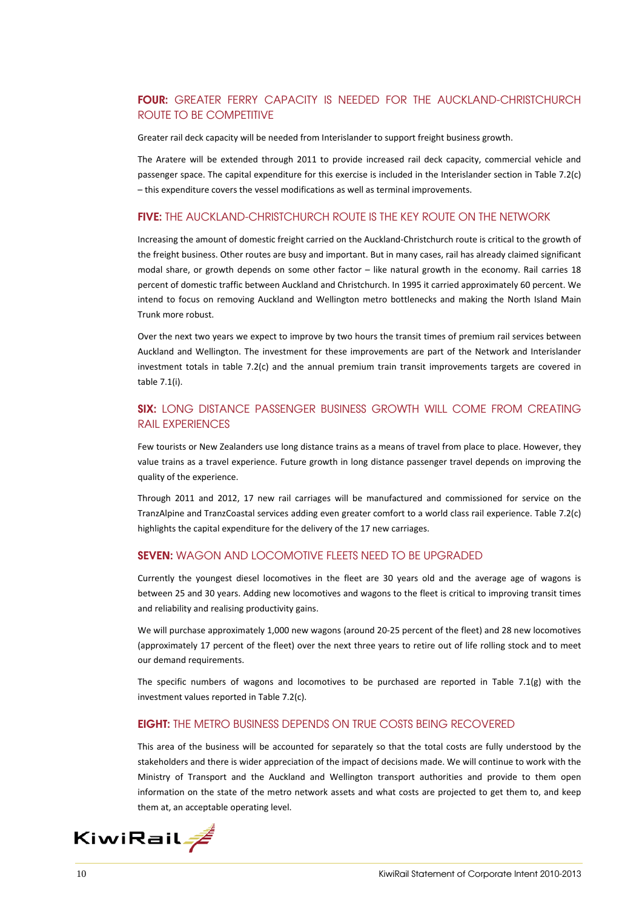## FOUR: GREATER FERRY CAPACITY IS NEEDED FOR THE AUCKLAND-CHRISTCHURCH ROUTE TO BE COMPETITIVE

Greater rail deck capacity will be needed from Interislander to support freight business growth.

The Aratere will be extended through 2011 to provide increased rail deck capacity, commercial vehicle and passenger space. The capital expenditure for this exercise is included in the Interislander section in Table 7.2(c) – this expenditure covers the vessel modifications as well as terminal improvements.

## FIVE: THE AUCKLAND-CHRISTCHURCH ROUTE IS THE KEY ROUTE ON THE NETWORK

Increasing the amount of domestic freight carried on the Auckland-Christchurch route is critical to the growth of the freight business. Other routes are busy and important. But in many cases, rail has already claimed significant modal share, or growth depends on some other factor – like natural growth in the economy. Rail carries 18 percent of domestic traffic between Auckland and Christchurch. In 1995 it carried approximately 60 percent. We intend to focus on removing Auckland and Wellington metro bottlenecks and making the North Island Main Trunk more robust.

Over the next two years we expect to improve by two hours the transit times of premium rail services between Auckland and Wellington. The investment for these improvements are part of the Network and Interislander investment totals in table 7.2(c) and the annual premium train transit improvements targets are covered in table 7.1(i).

## SIX: LONG DISTANCE PASSENGER BUSINESS GROWTH WILL COME FROM CREATING RAIL EXPERIENCES

Few tourists or New Zealanders use long distance trains as a means of travel from place to place. However, they value trains as a travel experience. Future growth in long distance passenger travel depends on improving the quality of the experience.

Through 2011 and 2012, 17 new rail carriages will be manufactured and commissioned for service on the TranzAlpine and TranzCoastal services adding even greater comfort to a world class rail experience. Table 7.2(c) highlights the capital expenditure for the delivery of the 17 new carriages.

## SEVEN: WAGON AND LOCOMOTIVE FLEETS NEED TO BE UPGRADED

Currently the youngest diesel locomotives in the fleet are 30 years old and the average age of wagons is between 25 and 30 years. Adding new locomotives and wagons to the fleet is critical to improving transit times and reliability and realising productivity gains.

We will purchase approximately 1,000 new wagons (around 20-25 percent of the fleet) and 28 new locomotives (approximately 17 percent of the fleet) over the next three years to retire out of life rolling stock and to meet our demand requirements.

The specific numbers of wagons and locomotives to be purchased are reported in Table 7.1(g) with the investment values reported in Table 7.2(c).

## EIGHT: THE METRO BUSINESS DEPENDS ON TRUE COSTS BEING RECOVERED

This area of the business will be accounted for separately so that the total costs are fully understood by the stakeholders and there is wider appreciation of the impact of decisions made. We will continue to work with the Ministry of Transport and the Auckland and Wellington transport authorities and provide to them open information on the state of the metro network assets and what costs are projected to get them to, and keep them at, an acceptable operating level.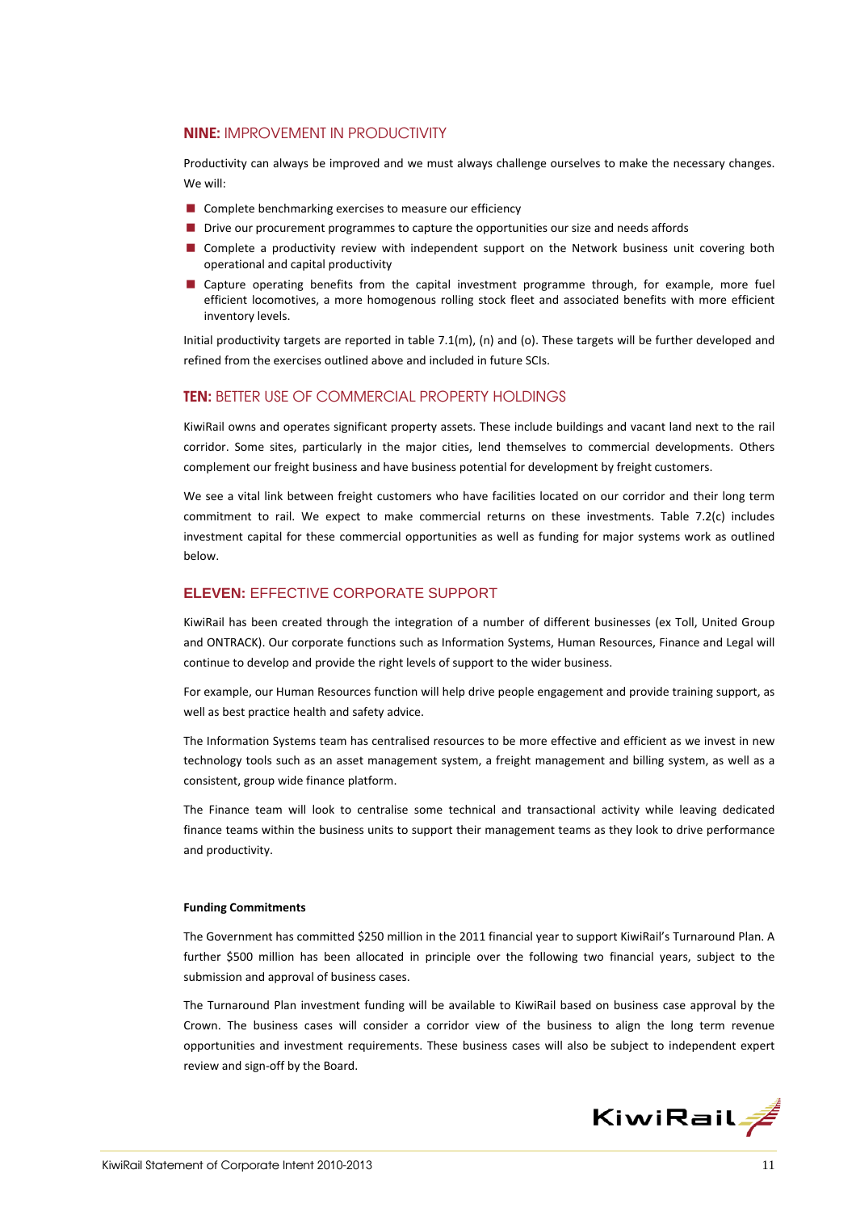## **NINE:** IMPROVEMENT IN PRODUCTIVITY

Productivity can always be improved and we must always challenge ourselves to make the necessary changes. We will:

- Complete benchmarking exercises to measure our efficiency
- Drive our procurement programmes to capture the opportunities our size and needs affords
- Complete a productivity review with independent support on the Network business unit covering both operational and capital productivity
- Capture operating benefits from the capital investment programme through, for example, more fuel efficient locomotives, a more homogenous rolling stock fleet and associated benefits with more efficient inventory levels.

Initial productivity targets are reported in table 7.1(m), (n) and (o). These targets will be further developed and refined from the exercises outlined above and included in future SCIs.

## **TEN:** BETTER USE OF COMMERCIAL PROPERTY HOLDINGS

KiwiRail owns and operates significant property assets. These include buildings and vacant land next to the rail corridor. Some sites, particularly in the major cities, lend themselves to commercial developments. Others complement our freight business and have business potential for development by freight customers.

We see a vital link between freight customers who have facilities located on our corridor and their long term commitment to rail. We expect to make commercial returns on these investments. Table 7.2(c) includes investment capital for these commercial opportunities as well as funding for major systems work as outlined below.

## **ELEVEN:** EFFECTIVE CORPORATE SUPPORT

KiwiRail has been created through the integration of a number of different businesses (ex Toll, United Group and ONTRACK). Our corporate functions such as Information Systems, Human Resources, Finance and Legal will continue to develop and provide the right levels of support to the wider business.

For example, our Human Resources function will help drive people engagement and provide training support, as well as best practice health and safety advice.

The Information Systems team has centralised resources to be more effective and efficient as we invest in new technology tools such as an asset management system, a freight management and billing system, as well as a consistent, group wide finance platform.

The Finance team will look to centralise some technical and transactional activity while leaving dedicated finance teams within the business units to support their management teams as they look to drive performance and productivity.

**Funding Commitments**

The Government has committed $250 million in the 2011 financial year to support KiwiRail's Turnaround Plan. A further $500 million has been allocated in principle over the following two financial years, subject to the submission and approval of business cases.

The Turnaround Plan investment funding will be available to KiwiRail based on business case approval by the Crown. The business cases will consider a corridor view of the business to align the long term revenue opportunities and investment requirements. These business cases will also be subject to independent expert review and sign-off by the Board.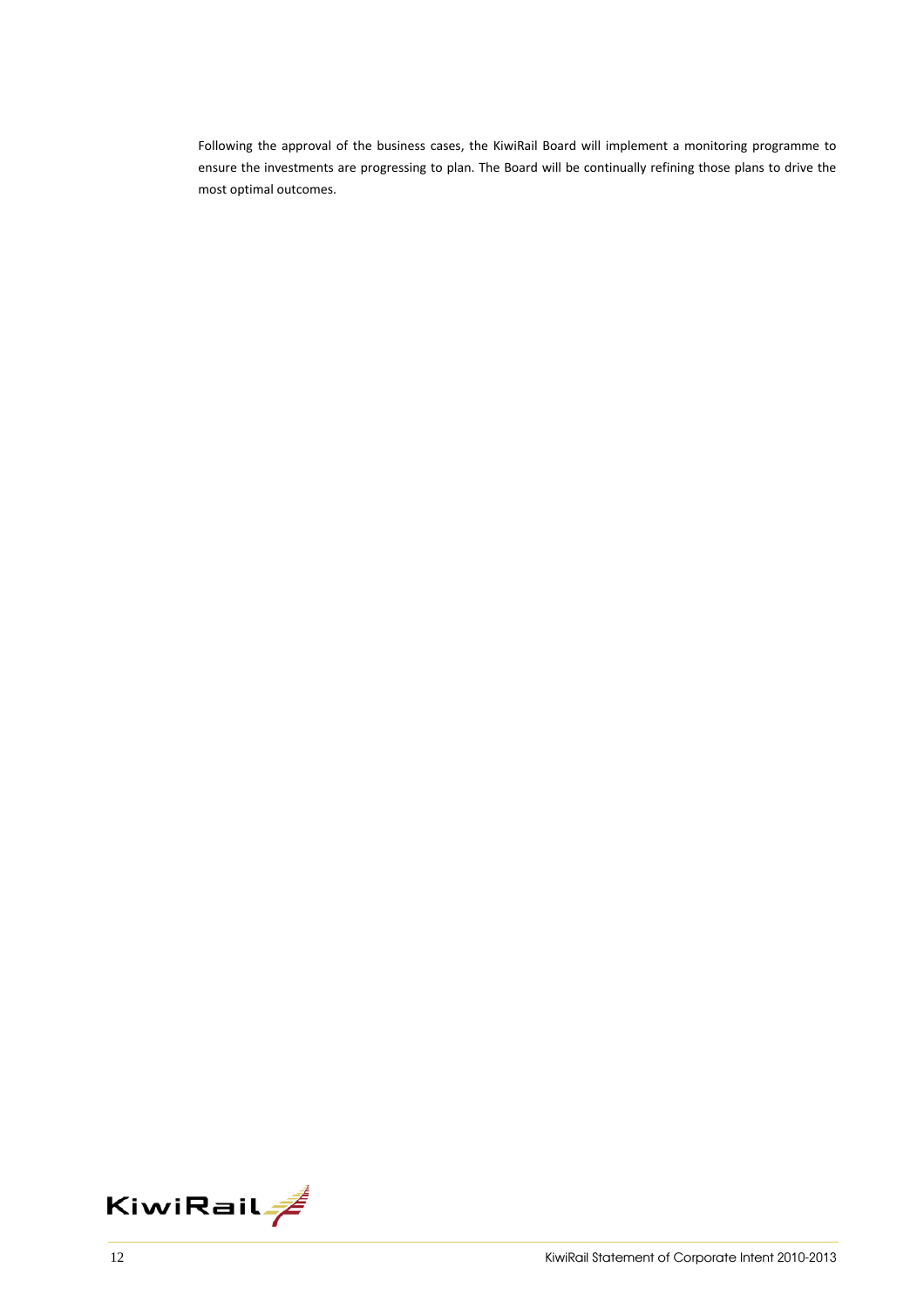Following the approval of the business cases, the KiwiRail Board will implement a monitoring programme to ensure the investments are progressing to plan. The Board will be continually refining those plans to drive the most optimal outcomes.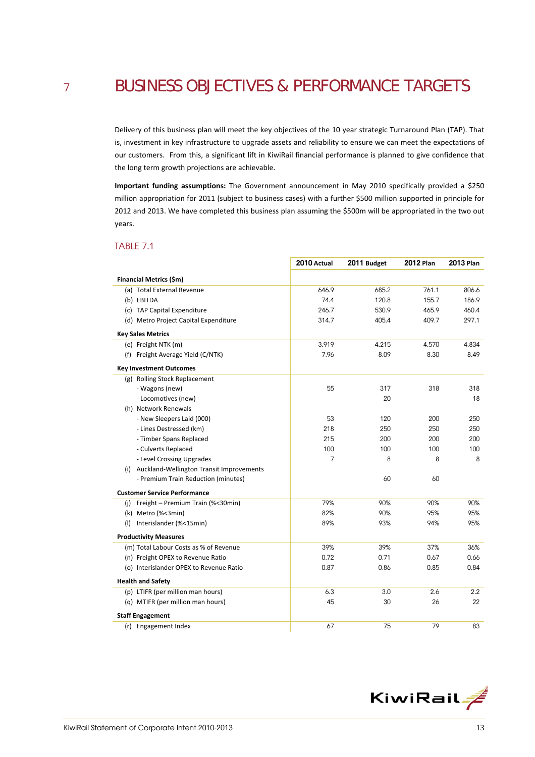# 7 BUSINESS OBJECTIVES & PERFORMANCE TARGETS

Delivery of this business plan will meet the key objectives of the 10 year strategic Turnaround Plan (TAP). That is, investment in key infrastructure to upgrade assets and reliability to ensure we can meet the expectations of our customers. From this, a significant lift in KiwiRail financial performance is planned to give confidence that the long term growth projections are achievable.

**Important funding assumptions:** The Government announcement in May 2010 specifically provided a $250 million appropriation for 2011 (subject to business cases) with a further $500 million supported in principle for 2012 and 2013. We have completed this business plan assuming the $500m will be appropriated in the two out years.

## TABLE 7.1

| | 2010 Actual | 2011 Budget | 2012 Plan | 2013 Plan |
|---|---|---|---|---|
| **Financial Metrics ($m)** | | | | |
| (a) Total External Revenue | 646.9 | 685.2 | 761.1 | 806.6 |
| (b) EBITDA | 74.4 | 120.8 | 155.7 | 186.9 |
| (c) TAP Capital Expenditure | 246.7 | 530.9 | 465.9 | 460.4 |
| (d) Metro Project Capital Expenditure | 314.7 | 405.4 | 409.7 | 297.1 |
| **Key Sales Metrics** | | | | |
| (e) Freight NTK (m) | 3,919 | 4,215 | 4,570 | 4,834 |
| (f) Freight Average Yield (C/NTK) | 7.96 | 8.09 | 8.30 | 8.49 |
| **Key Investment Outcomes** | | | | |
| (g) Rolling Stock Replacement | | | | |
| - Wagons (new) | 55 | 317 | 318 | 318 |
| - Locomotives (new) | | 20 | | 18 |
| (h) Network Renewals | | | | |
| - New Sleepers Laid (000) | 53 | 120 | 200 | 250 |
| - Lines Destressed (km) | 218 | 250 | 250 | 250 |
| - Timber Spans Replaced | 215 | 200 | 200 | 200 |
| - Culverts Replaced | 100 | 100 | 100 | 100 |
| - Level Crossing Upgrades | 7 | 8 | 8 | 8 |
| (i) Auckland-Wellington Transit Improvements | | | | |
| - Premium Train Reduction (minutes) | | 60 | 60 | |
| **Customer Service Performance** | | | | |
| (j) Freight – Premium Train (%<30min) | 79% | 90% | 90% | 90% |
| (k) Metro (%<3min) | 82% | 90% | 95% | 95% |
| (l) Interislander (%<15min) | 89% | 93% | 94% | 95% |
| **Productivity Measures** | | | | |
| (m) Total Labour Costs as % of Revenue | 39% | 39% | 37% | 36% |
| (n) Freight OPEX to Revenue Ratio | 0.72 | 0.71 | 0.67 | 0.66 |
| (o) Interislander OPEX to Revenue Ratio | 0.87 | 0.86 | 0.85 | 0.84 |
| **Health and Safety** | | | | |
| (p) LTIFR (per million man hours) | 6.3 | 3.0 | 2.6 | 2.2 |
| (q) MTIFR (per million man hours) | 45 | 30 | 26 | 22 |
| **Staff Engagement** | | | | |
| (r) Engagement Index | 67 | 75 | 79 | 83 |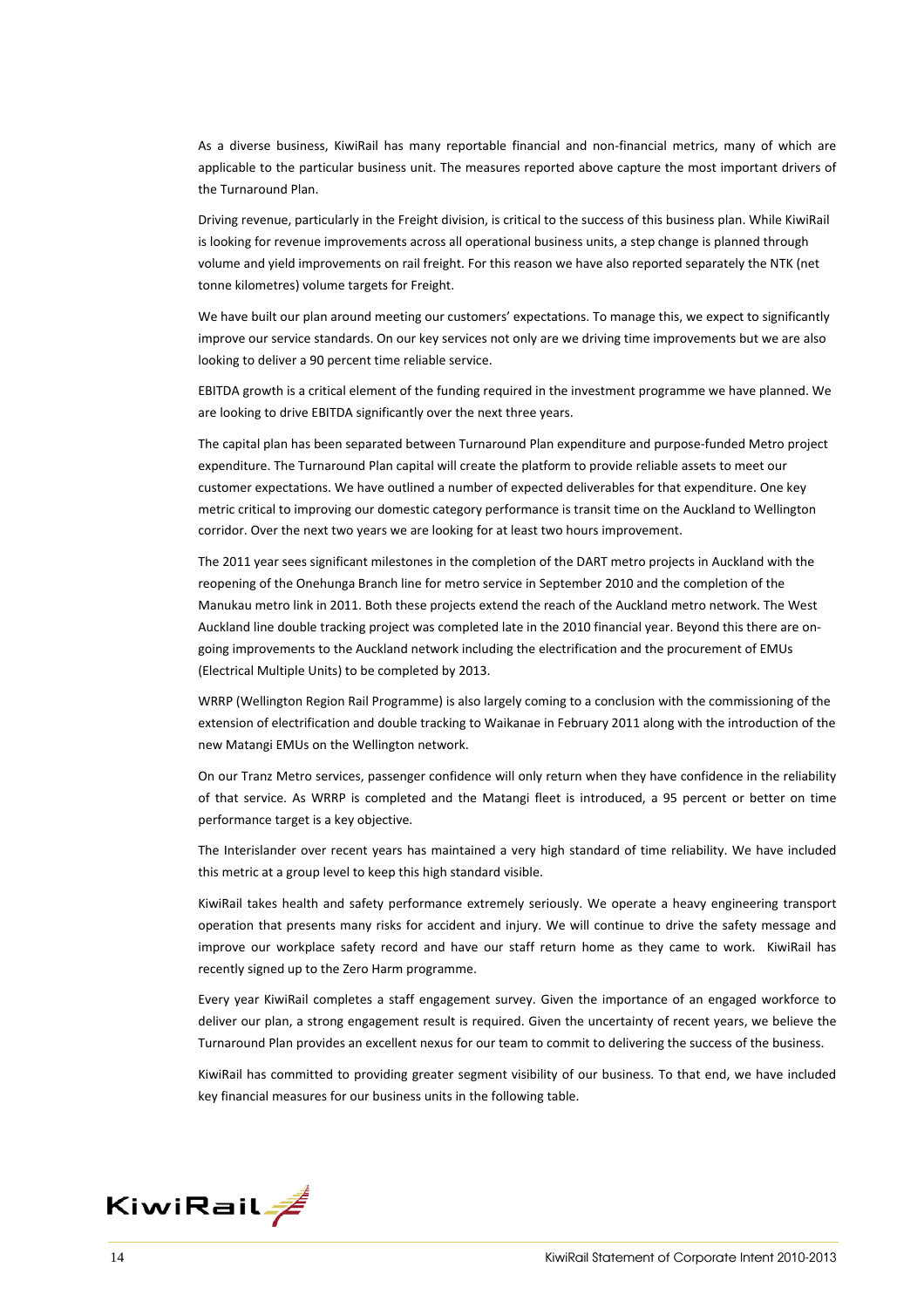As a diverse business, KiwiRail has many reportable financial and non-financial metrics, many of which are applicable to the particular business unit. The measures reported above capture the most important drivers of the Turnaround Plan.

Driving revenue, particularly in the Freight division, is critical to the success of this business plan. While KiwiRail is looking for revenue improvements across all operational business units, a step change is planned through volume and yield improvements on rail freight. For this reason we have also reported separately the NTK (net tonne kilometres) volume targets for Freight.

We have built our plan around meeting our customers' expectations. To manage this, we expect to significantly improve our service standards. On our key services not only are we driving time improvements but we are also looking to deliver a 90 percent time reliable service.

EBITDA growth is a critical element of the funding required in the investment programme we have planned. We are looking to drive EBITDA significantly over the next three years.

The capital plan has been separated between Turnaround Plan expenditure and purpose-funded Metro project expenditure. The Turnaround Plan capital will create the platform to provide reliable assets to meet our customer expectations. We have outlined a number of expected deliverables for that expenditure. One key metric critical to improving our domestic category performance is transit time on the Auckland to Wellington corridor. Over the next two years we are looking for at least two hours improvement.

The 2011 year sees significant milestones in the completion of the DART metro projects in Auckland with the reopening of the Onehunga Branch line for metro service in September 2010 and the completion of the Manukau metro link in 2011. Both these projects extend the reach of the Auckland metro network. The West Auckland line double tracking project was completed late in the 2010 financial year. Beyond this there are on-going improvements to the Auckland network including the electrification and the procurement of EMUs (Electrical Multiple Units) to be completed by 2013.

WRRP (Wellington Region Rail Programme) is also largely coming to a conclusion with the commissioning of the extension of electrification and double tracking to Waikanae in February 2011 along with the introduction of the new Matangi EMUs on the Wellington network.

On our Tranz Metro services, passenger confidence will only return when they have confidence in the reliability of that service. As WRRP is completed and the Matangi fleet is introduced, a 95 percent or better on time performance target is a key objective.

The Interislander over recent years has maintained a very high standard of time reliability. We have included this metric at a group level to keep this high standard visible.

KiwiRail takes health and safety performance extremely seriously. We operate a heavy engineering transport operation that presents many risks for accident and injury. We will continue to drive the safety message and improve our workplace safety record and have our staff return home as they came to work. KiwiRail has recently signed up to the Zero Harm programme.

Every year KiwiRail completes a staff engagement survey. Given the importance of an engaged workforce to deliver our plan, a strong engagement result is required. Given the uncertainty of recent years, we believe the Turnaround Plan provides an excellent nexus for our team to commit to delivering the success of the business.

KiwiRail has committed to providing greater segment visibility of our business. To that end, we have included key financial measures for our business units in the following table.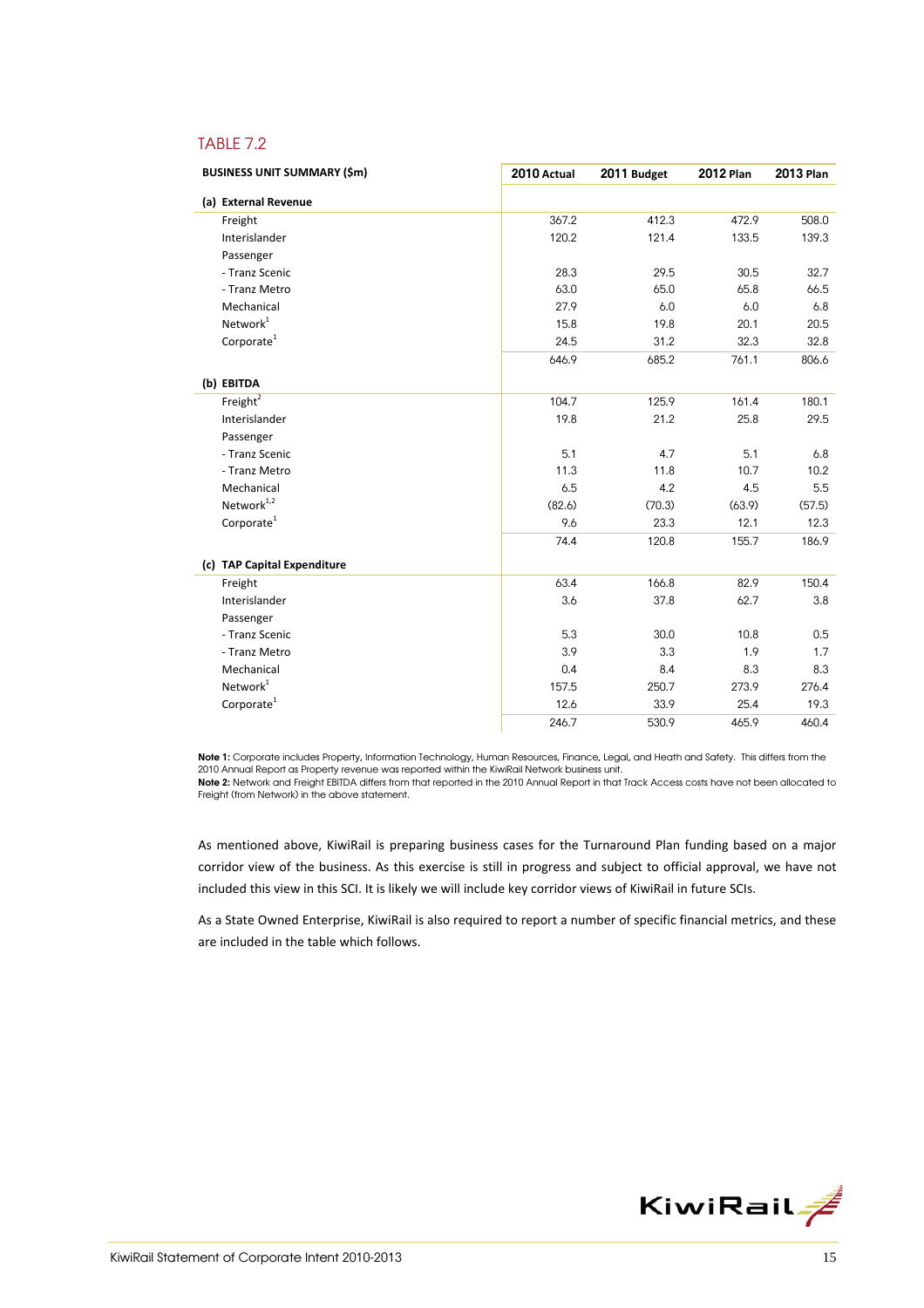## TABLE 7.2

| BUSINESS UNIT SUMMARY ($m) | 2010 Actual | 2011 Budget | 2012 Plan | 2013 Plan |
|---|---|---|---|---|
| **(a) External Revenue** | | | | |
| Freight | 367.2 | 412.3 | 472.9 | 508.0 |
| Interislander | 120.2 | 121.4 | 133.5 | 139.3 |
| Passenger | | | | |
| - Tranz Scenic | 28.3 | 29.5 | 30.5 | 32.7 |
| - Tranz Metro | 63.0 | 65.0 | 65.8 | 66.5 |
| Mechanical | 27.9 | 6.0 | 6.0 | 6.8 |
| Network[1] | 15.8 | 19.8 | 20.1 | 20.5 |
| Corporate[1] | 24.5 | 31.2 | 32.3 | 32.8 |
| | 646.9 | 685.2 | 761.1 | 806.6 |
| **(b) EBITDA** | | | | |
| Freight[2] | 104.7 | 125.9 | 161.4 | 180.1 |
| Interislander | 19.8 | 21.2 | 25.8 | 29.5 |
| Passenger | | | | |
| - Tranz Scenic | 5.1 | 4.7 | 5.1 | 6.8 |
| - Tranz Metro | 11.3 | 11.8 | 10.7 | 10.2 |
| Mechanical | 6.5 | 4.2 | 4.5 | 5.5 |
| Network[1,2] | (82.6) | (70.3) | (63.9) | (57.5) |
| Corporate[1] | 9.6 | 23.3 | 12.1 | 12.3 |
| | 74.4 | 120.8 | 155.7 | 186.9 |
| **(c) TAP Capital Expenditure** | | | | |
| Freight | 63.4 | 166.8 | 82.9 | 150.4 |
| Interislander | 3.6 | 37.8 | 62.7 | 3.8 |
| Passenger | | | | |
| - Tranz Scenic | 5.3 | 30.0 | 10.8 | 0.5 |
| - Tranz Metro | 3.9 | 3.3 | 1.9 | 1.7 |
| Mechanical | 0.4 | 8.4 | 8.3 | 8.3 |
| Network[1] | 157.5 | 250.7 | 273.9 | 276.4 |
| Corporate[1] | 12.6 | 33.9 | 25.4 | 19.3 |
| | 246.7 | 530.9 | 465.9 | 460.4 |

**Note 1:** Corporate includes Property, Information Technology, Human Resources, Finance, Legal, and Heath and Safety. This differs from the 2010 Annual Report as Property revenue was reported within the KiwiRail Network business unit.
**Note 2:** Network and Freight EBITDA differs from that reported in the 2010 Annual Report in that Track Access costs have not been allocated to Freight (from Network) in the above statement.

As mentioned above, KiwiRail is preparing business cases for the Turnaround Plan funding based on a major corridor view of the business. As this exercise is still in progress and subject to official approval, we have not included this view in this SCI. It is likely we will include key corridor views of KiwiRail in future SCIs.

As a State Owned Enterprise, KiwiRail is also required to report a number of specific financial metrics, and these are included in the table which follows.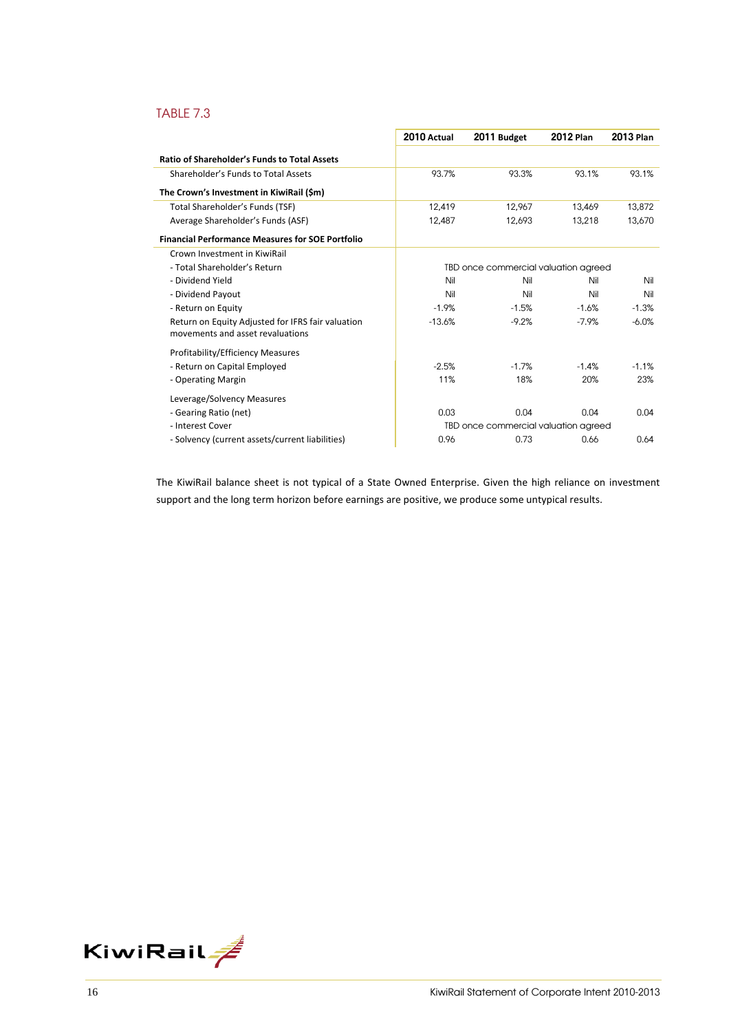TABLE 7.3

| | 2010 Actual | 2011 Budget | 2012 Plan | 2013 Plan |
|---|---|---|---|---|
| **Ratio of Shareholder's Funds to Total Assets** | | | | |
| Shareholder's Funds to Total Assets | 93.7% | 93.3% | 93.1% | 93.1% |
| **The Crown's Investment in KiwiRail ($m)** | | | | |
| Total Shareholder's Funds (TSF) | 12,419 | 12,967 | 13,469 | 13,872 |
| Average Shareholder's Funds (ASF) | 12,487 | 12,693 | 13,218 | 13,670 |
| **Financial Performance Measures for SOE Portfolio** | | | | |
| Crown Investment in KiwiRail | | | | |
| - Total Shareholder's Return | TBD once commercial valuation agreed | | | |
| - Dividend Yield | Nil | Nil | Nil | Nil |
| - Dividend Payout | Nil | Nil | Nil | Nil |
| - Return on Equity | -1.9% | -1.5% | -1.6% | -1.3% |
| Return on Equity Adjusted for IFRS fair valuation movements and asset revaluations | -13.6% | -9.2% | -7.9% | -6.0% |
| Profitability/Efficiency Measures | | | | |
| - Return on Capital Employed | -2.5% | -1.7% | -1.4% | -1.1% |
| - Operating Margin | 11% | 18% | 20% | 23% |
| Leverage/Solvency Measures | | | | |
| - Gearing Ratio (net) | 0.03 | 0.04 | 0.04 | 0.04 |
| - Interest Cover | TBD once commercial valuation agreed | | | |
| - Solvency (current assets/current liabilities) | 0.96 | 0.73 | 0.66 | 0.64 |

The KiwiRail balance sheet is not typical of a State Owned Enterprise. Given the high reliance on investment support and the long term horizon before earnings are positive, we produce some untypical results.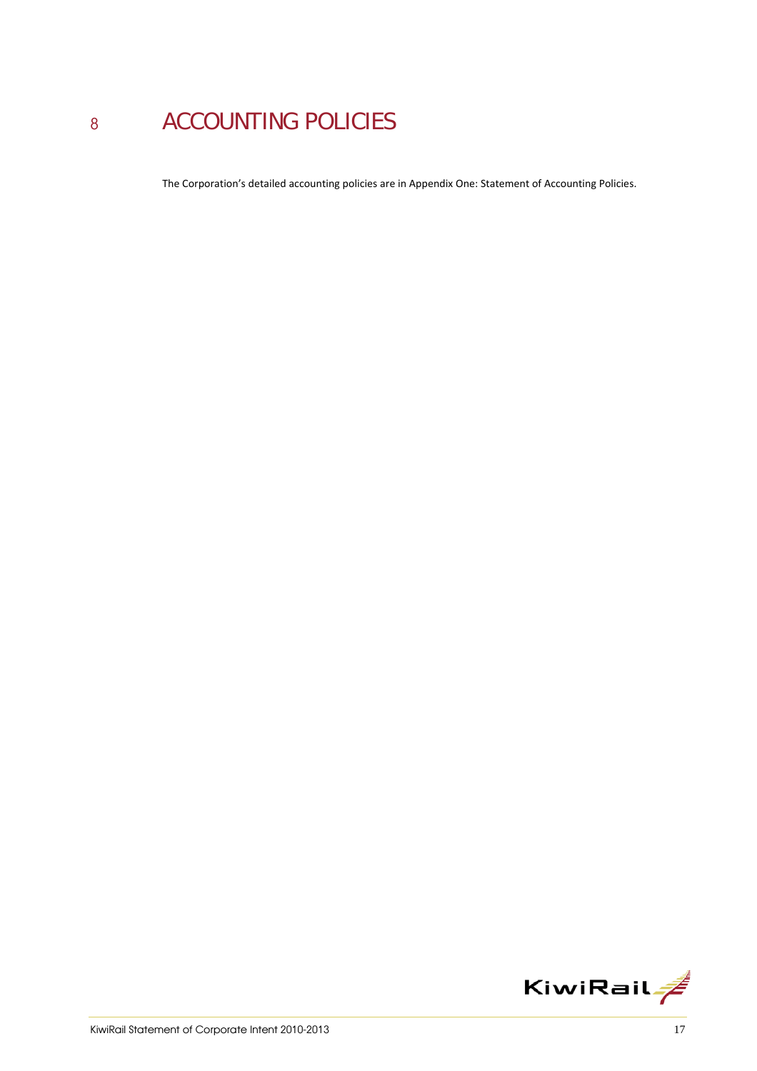# 8 ACCOUNTING POLICIES

The Corporation's detailed accounting policies are in Appendix One: Statement of Accounting Policies.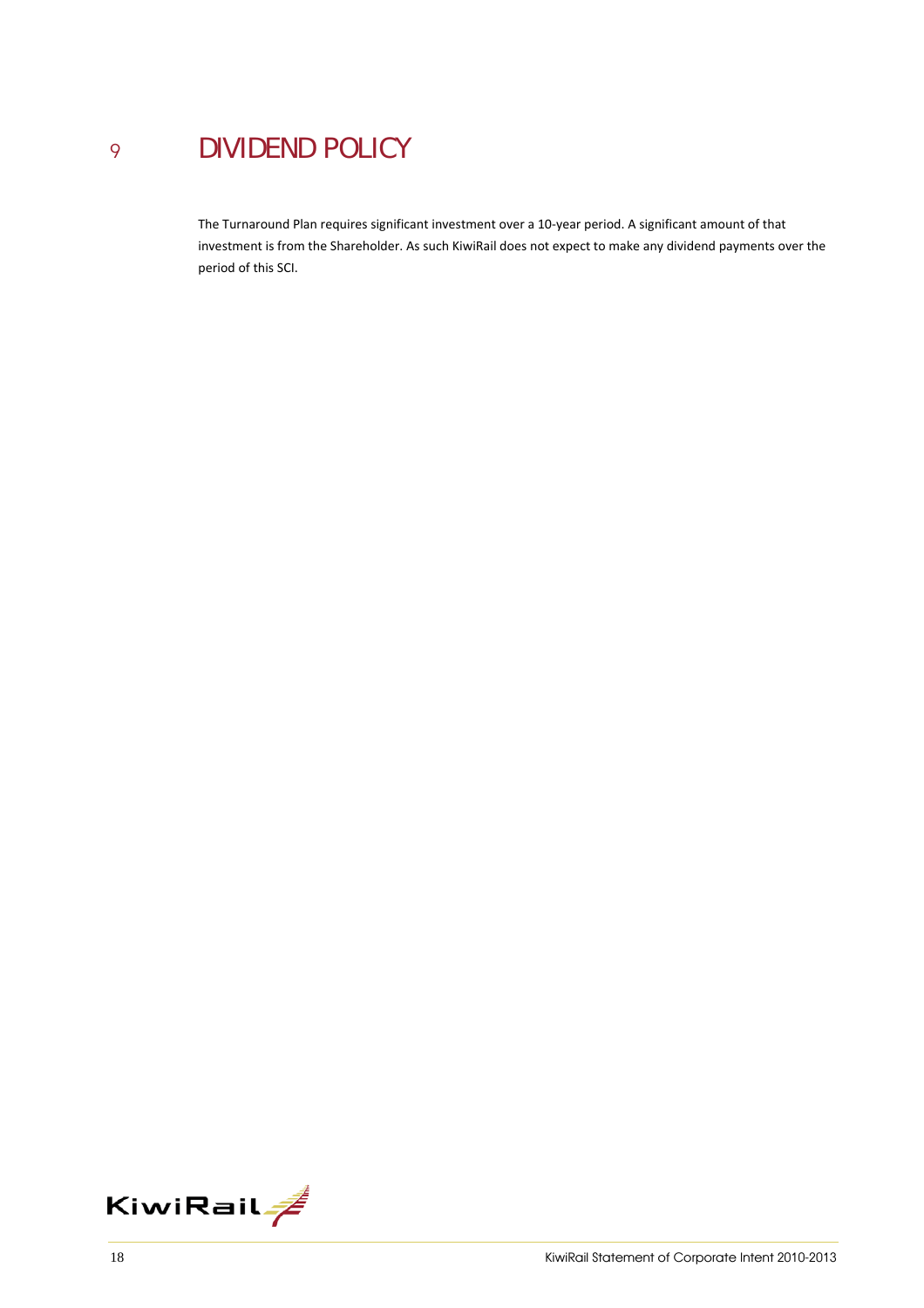# 9 DIVIDEND POLICY

The Turnaround Plan requires significant investment over a 10-year period. A significant amount of that investment is from the Shareholder. As such KiwiRail does not expect to make any dividend payments over the period of this SCI.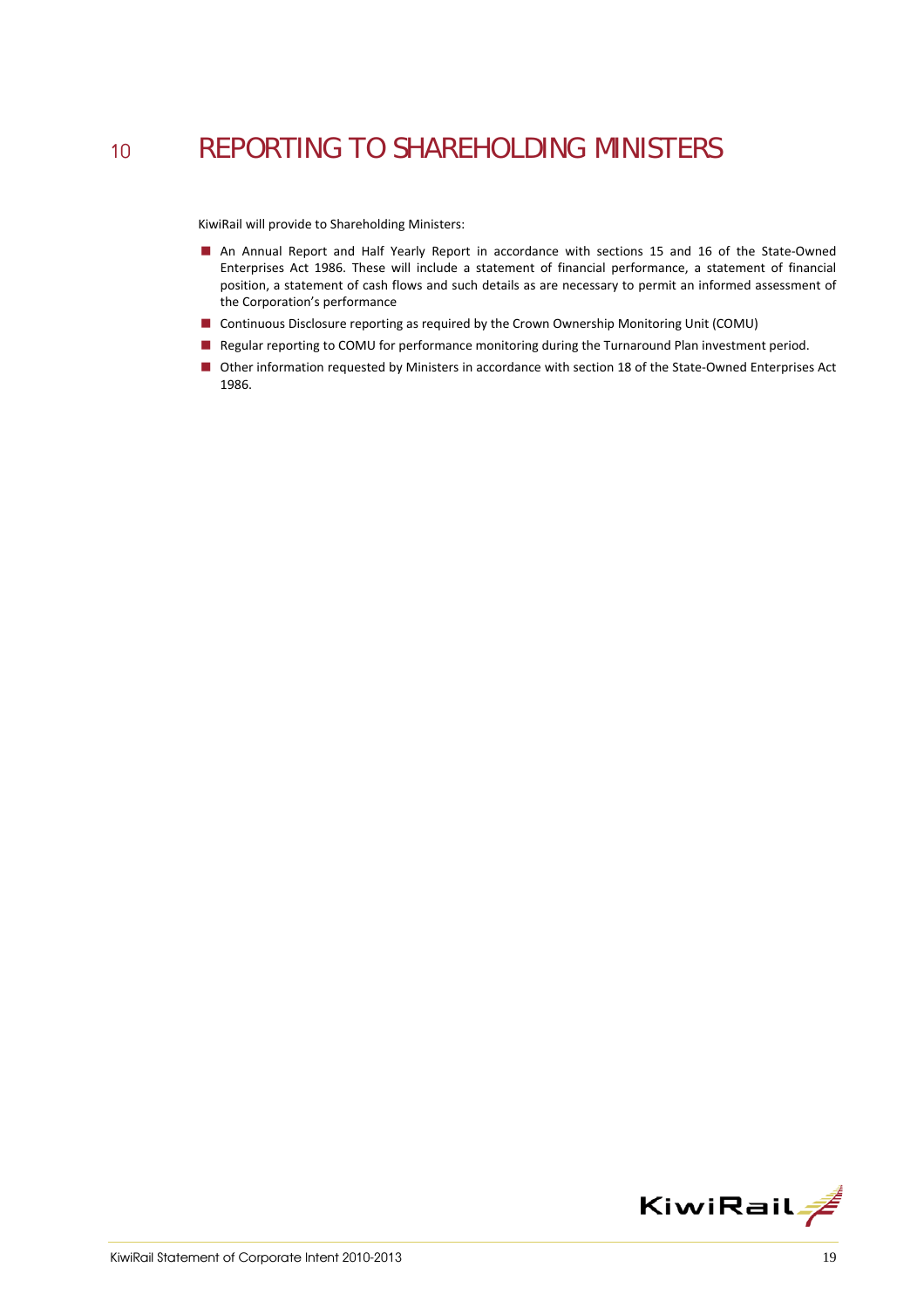# 10 REPORTING TO SHAREHOLDING MINISTERS

KiwiRail will provide to Shareholding Ministers:

- An Annual Report and Half Yearly Report in accordance with sections 15 and 16 of the State-Owned Enterprises Act 1986. These will include a statement of financial performance, a statement of financial position, a statement of cash flows and such details as are necessary to permit an informed assessment of the Corporation's performance
- Continuous Disclosure reporting as required by the Crown Ownership Monitoring Unit (COMU)
- Regular reporting to COMU for performance monitoring during the Turnaround Plan investment period.
- Other information requested by Ministers in accordance with section 18 of the State-Owned Enterprises Act 1986.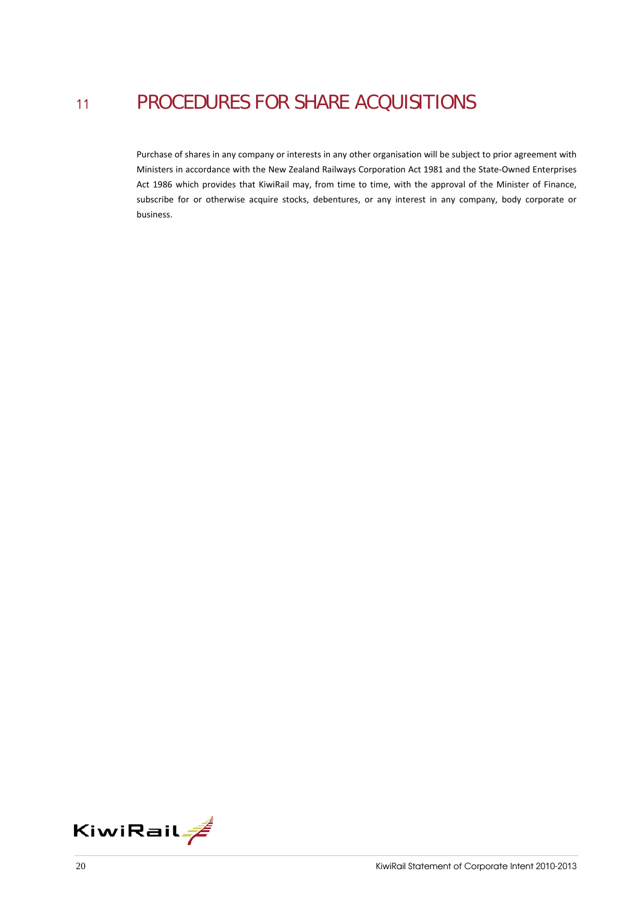# 11 PROCEDURES FOR SHARE ACQUISITIONS

Purchase of shares in any company or interests in any other organisation will be subject to prior agreement with Ministers in accordance with the New Zealand Railways Corporation Act 1981 and the State-Owned Enterprises Act 1986 which provides that KiwiRail may, from time to time, with the approval of the Minister of Finance, subscribe for or otherwise acquire stocks, debentures, or any interest in any company, body corporate or business.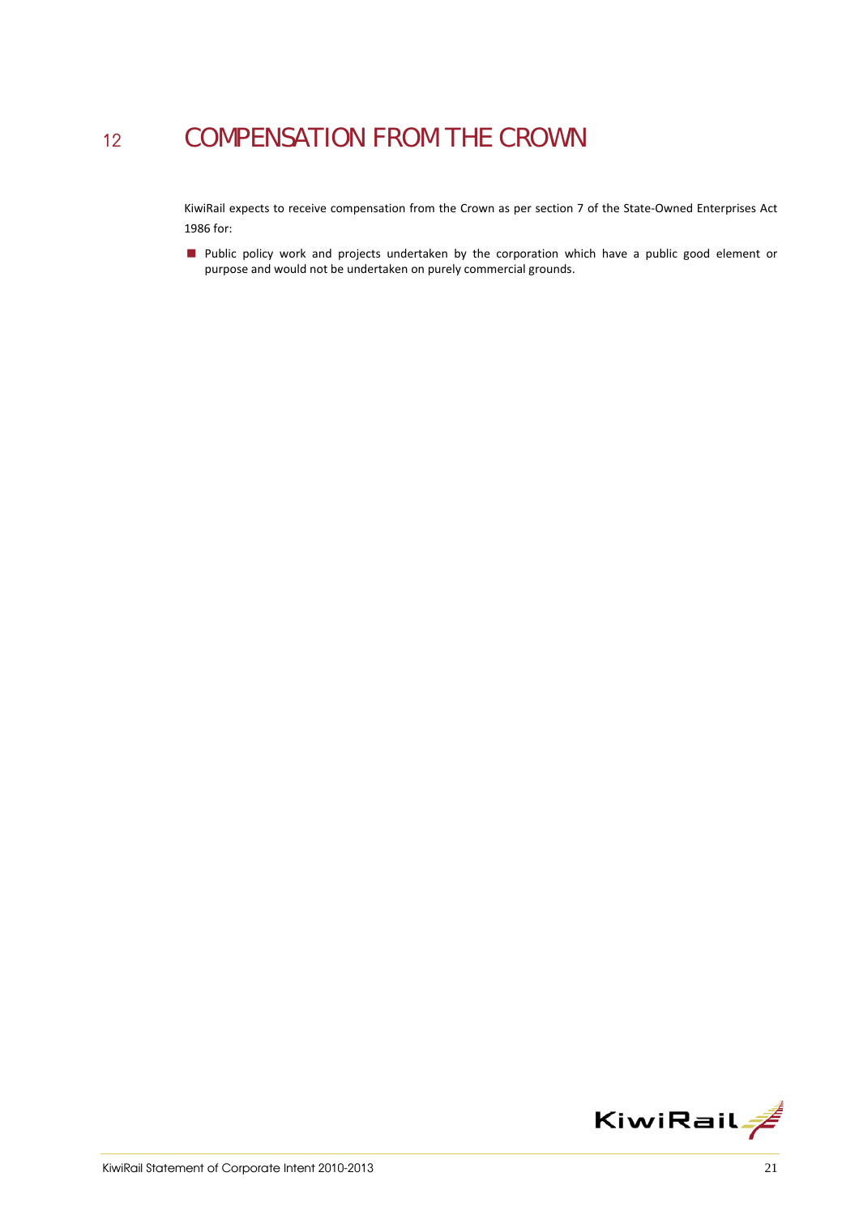# 12 COMPENSATION FROM THE CROWN

KiwiRail expects to receive compensation from the Crown as per section 7 of the State-Owned Enterprises Act 1986 for:

- Public policy work and projects undertaken by the corporation which have a public good element or purpose and would not be undertaken on purely commercial grounds.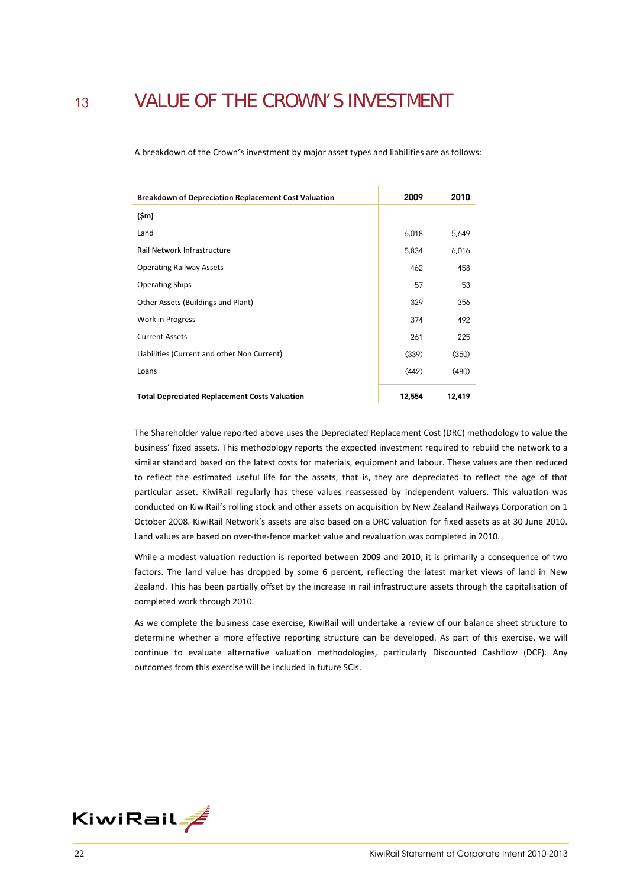# 13 VALUE OF THE CROWN'S INVESTMENT

A breakdown of the Crown's investment by major asset types and liabilities are as follows:

| Breakdown of Depreciation Replacement Cost Valuation | 2009 | 2010 |
|---|---|---|
| **($m)** | | |
| Land | 6,018 | 5,649 |
| Rail Network Infrastructure | 5,834 | 6,016 |
| Operating Railway Assets | 462 | 458 |
| Operating Ships | 57 | 53 |
| Other Assets (Buildings and Plant) | 329 | 356 |
| Work in Progress | 374 | 492 |
| Current Assets | 261 | 225 |
| Liabilities (Current and other Non Current) | (339) | (350) |
| Loans | (442) | (480) |
| **Total Depreciated Replacement Costs Valuation** | **12,554** | **12,419** |

The Shareholder value reported above uses the Depreciated Replacement Cost (DRC) methodology to value the business' fixed assets. This methodology reports the expected investment required to rebuild the network to a similar standard based on the latest costs for materials, equipment and labour. These values are then reduced to reflect the estimated useful life for the assets, that is, they are depreciated to reflect the age of that particular asset. KiwiRail regularly has these values reassessed by independent valuers. This valuation was conducted on KiwiRail's rolling stock and other assets on acquisition by New Zealand Railways Corporation on 1 October 2008. KiwiRail Network's assets are also based on a DRC valuation for fixed assets as at 30 June 2010. Land values are based on over-the-fence market value and revaluation was completed in 2010.

While a modest valuation reduction is reported between 2009 and 2010, it is primarily a consequence of two factors. The land value has dropped by some 6 percent, reflecting the latest market views of land in New Zealand. This has been partially offset by the increase in rail infrastructure assets through the capitalisation of completed work through 2010.

As we complete the business case exercise, KiwiRail will undertake a review of our balance sheet structure to determine whether a more effective reporting structure can be developed. As part of this exercise, we will continue to evaluate alternative valuation methodologies, particularly Discounted Cashflow (DCF). Any outcomes from this exercise will be included in future SCIs.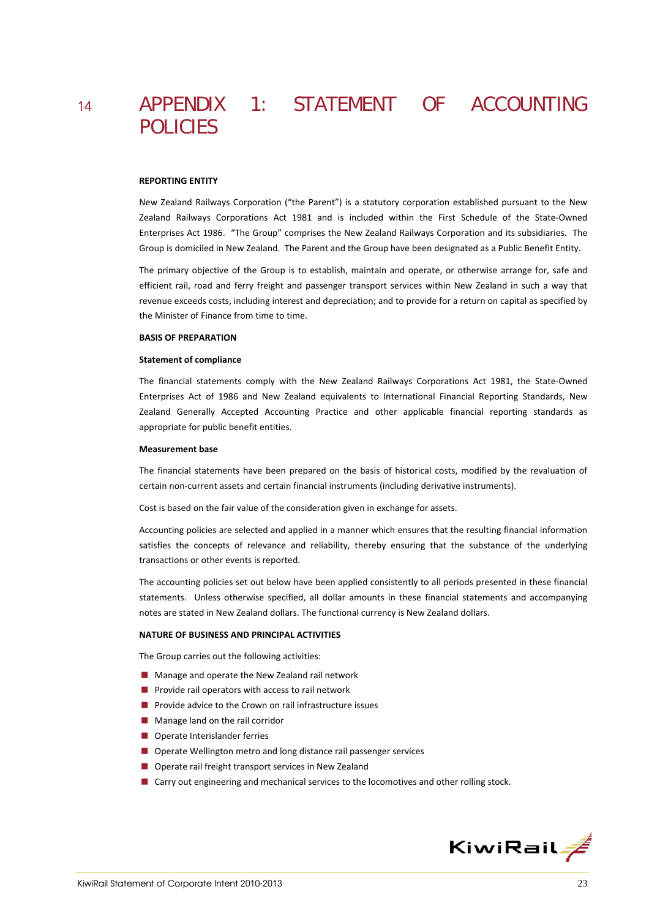# 14 APPENDIX 1: STATEMENT OF ACCOUNTING POLICIES

**REPORTING ENTITY**

New Zealand Railways Corporation ("the Parent") is a statutory corporation established pursuant to the New Zealand Railways Corporations Act 1981 and is included within the First Schedule of the State-Owned Enterprises Act 1986. "The Group" comprises the New Zealand Railways Corporation and its subsidiaries. The Group is domiciled in New Zealand. The Parent and the Group have been designated as a Public Benefit Entity.

The primary objective of the Group is to establish, maintain and operate, or otherwise arrange for, safe and efficient rail, road and ferry freight and passenger transport services within New Zealand in such a way that revenue exceeds costs, including interest and depreciation; and to provide for a return on capital as specified by the Minister of Finance from time to time.

**BASIS OF PREPARATION**

**Statement of compliance**

The financial statements comply with the New Zealand Railways Corporations Act 1981, the State-Owned Enterprises Act of 1986 and New Zealand equivalents to International Financial Reporting Standards, New Zealand Generally Accepted Accounting Practice and other applicable financial reporting standards as appropriate for public benefit entities.

**Measurement base**

The financial statements have been prepared on the basis of historical costs, modified by the revaluation of certain non-current assets and certain financial instruments (including derivative instruments).

Cost is based on the fair value of the consideration given in exchange for assets.

Accounting policies are selected and applied in a manner which ensures that the resulting financial information satisfies the concepts of relevance and reliability, thereby ensuring that the substance of the underlying transactions or other events is reported.

The accounting policies set out below have been applied consistently to all periods presented in these financial statements. Unless otherwise specified, all dollar amounts in these financial statements and accompanying notes are stated in New Zealand dollars. The functional currency is New Zealand dollars.

**NATURE OF BUSINESS AND PRINCIPAL ACTIVITIES**

The Group carries out the following activities:

- Manage and operate the New Zealand rail network
- Provide rail operators with access to rail network
- Provide advice to the Crown on rail infrastructure issues
- Manage land on the rail corridor
- Operate Interislander ferries
- Operate Wellington metro and long distance rail passenger services
- Operate rail freight transport services in New Zealand
- Carry out engineering and mechanical services to the locomotives and other rolling stock.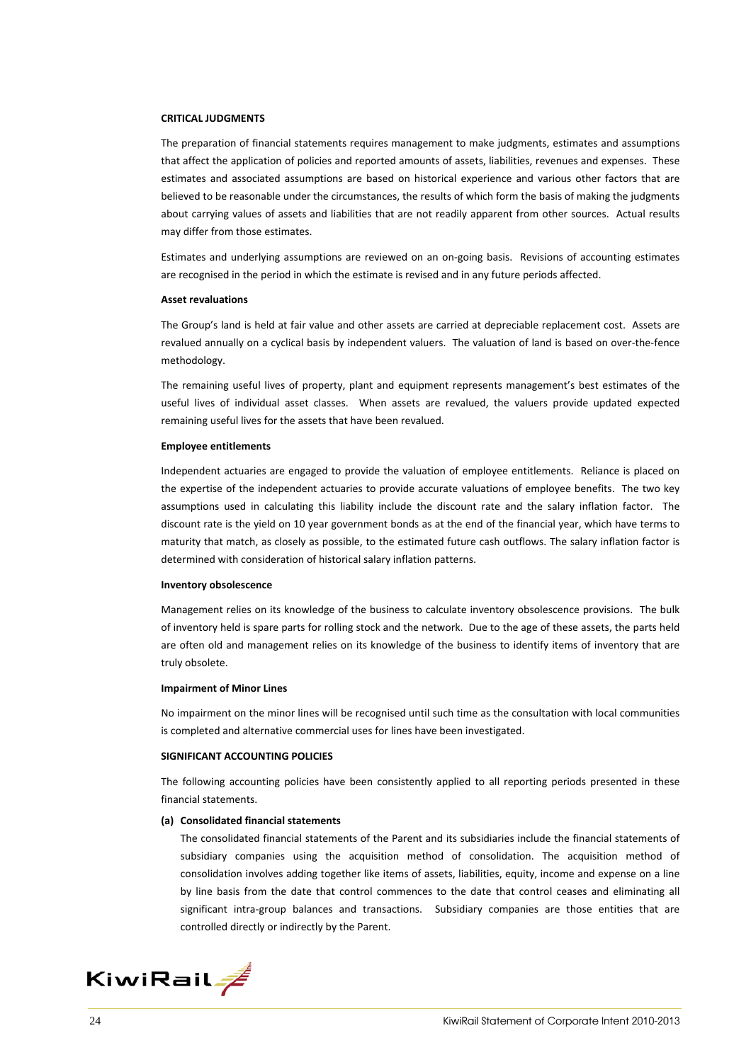## CRITICAL JUDGMENTS

The preparation of financial statements requires management to make judgments, estimates and assumptions that affect the application of policies and reported amounts of assets, liabilities, revenues and expenses. These estimates and associated assumptions are based on historical experience and various other factors that are believed to be reasonable under the circumstances, the results of which form the basis of making the judgments about carrying values of assets and liabilities that are not readily apparent from other sources. Actual results may differ from those estimates.

Estimates and underlying assumptions are reviewed on an on-going basis. Revisions of accounting estimates are recognised in the period in which the estimate is revised and in any future periods affected.

### Asset revaluations

The Group's land is held at fair value and other assets are carried at depreciable replacement cost. Assets are revalued annually on a cyclical basis by independent valuers. The valuation of land is based on over-the-fence methodology.

The remaining useful lives of property, plant and equipment represents management's best estimates of the useful lives of individual asset classes. When assets are revalued, the valuers provide updated expected remaining useful lives for the assets that have been revalued.

### Employee entitlements

Independent actuaries are engaged to provide the valuation of employee entitlements. Reliance is placed on the expertise of the independent actuaries to provide accurate valuations of employee benefits. The two key assumptions used in calculating this liability include the discount rate and the salary inflation factor. The discount rate is the yield on 10 year government bonds as at the end of the financial year, which have terms to maturity that match, as closely as possible, to the estimated future cash outflows. The salary inflation factor is determined with consideration of historical salary inflation patterns.

### Inventory obsolescence

Management relies on its knowledge of the business to calculate inventory obsolescence provisions. The bulk of inventory held is spare parts for rolling stock and the network. Due to the age of these assets, the parts held are often old and management relies on its knowledge of the business to identify items of inventory that are truly obsolete.

### Impairment of Minor Lines

No impairment on the minor lines will be recognised until such time as the consultation with local communities is completed and alternative commercial uses for lines have been investigated.

## SIGNIFICANT ACCOUNTING POLICIES

The following accounting policies have been consistently applied to all reporting periods presented in these financial statements.

**(a) Consolidated financial statements**

The consolidated financial statements of the Parent and its subsidiaries include the financial statements of subsidiary companies using the acquisition method of consolidation. The acquisition method of consolidation involves adding together like items of assets, liabilities, equity, income and expense on a line by line basis from the date that control commences to the date that control ceases and eliminating all significant intra-group balances and transactions. Subsidiary companies are those entities that are controlled directly or indirectly by the Parent.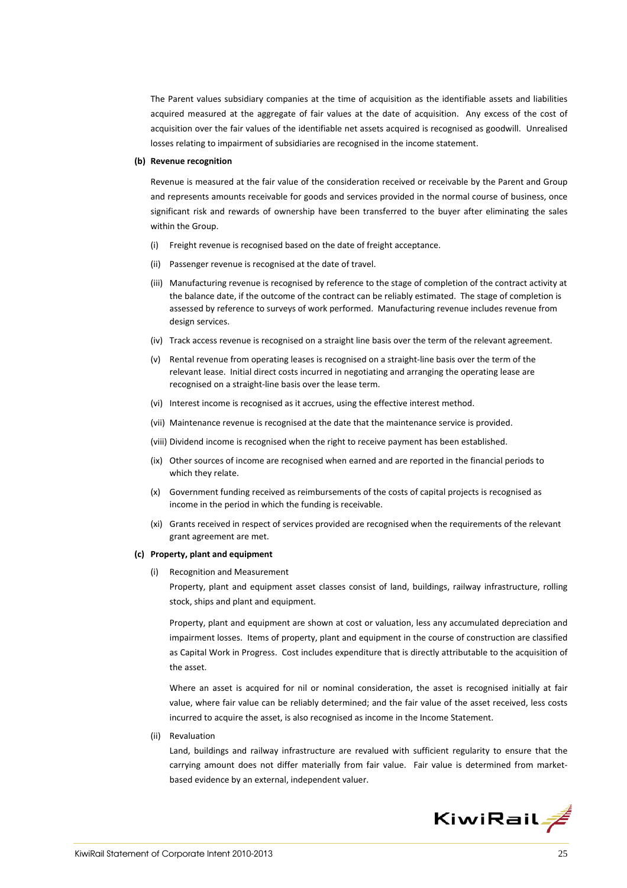The Parent values subsidiary companies at the time of acquisition as the identifiable assets and liabilities acquired measured at the aggregate of fair values at the date of acquisition. Any excess of the cost of acquisition over the fair values of the identifiable net assets acquired is recognised as goodwill. Unrealised losses relating to impairment of subsidiaries are recognised in the income statement.

**(b) Revenue recognition**

Revenue is measured at the fair value of the consideration received or receivable by the Parent and Group and represents amounts receivable for goods and services provided in the normal course of business, once significant risk and rewards of ownership have been transferred to the buyer after eliminating the sales within the Group.

(i) Freight revenue is recognised based on the date of freight acceptance.

(ii) Passenger revenue is recognised at the date of travel.

(iii) Manufacturing revenue is recognised by reference to the stage of completion of the contract activity at the balance date, if the outcome of the contract can be reliably estimated. The stage of completion is assessed by reference to surveys of work performed. Manufacturing revenue includes revenue from design services.

(iv) Track access revenue is recognised on a straight line basis over the term of the relevant agreement.

(v) Rental revenue from operating leases is recognised on a straight-line basis over the term of the relevant lease. Initial direct costs incurred in negotiating and arranging the operating lease are recognised on a straight-line basis over the lease term.

(vi) Interest income is recognised as it accrues, using the effective interest method.

(vii) Maintenance revenue is recognised at the date that the maintenance service is provided.

(viii) Dividend income is recognised when the right to receive payment has been established.

(ix) Other sources of income are recognised when earned and are reported in the financial periods to which they relate.

(x) Government funding received as reimbursements of the costs of capital projects is recognised as income in the period in which the funding is receivable.

(xi) Grants received in respect of services provided are recognised when the requirements of the relevant grant agreement are met.

**(c) Property, plant and equipment**

(i) Recognition and Measurement

Property, plant and equipment asset classes consist of land, buildings, railway infrastructure, rolling stock, ships and plant and equipment.

Property, plant and equipment are shown at cost or valuation, less any accumulated depreciation and impairment losses. Items of property, plant and equipment in the course of construction are classified as Capital Work in Progress. Cost includes expenditure that is directly attributable to the acquisition of the asset.

Where an asset is acquired for nil or nominal consideration, the asset is recognised initially at fair value, where fair value can be reliably determined; and the fair value of the asset received, less costs incurred to acquire the asset, is also recognised as income in the Income Statement.

(ii) Revaluation

Land, buildings and railway infrastructure are revalued with sufficient regularity to ensure that the carrying amount does not differ materially from fair value. Fair value is determined from market-based evidence by an external, independent valuer.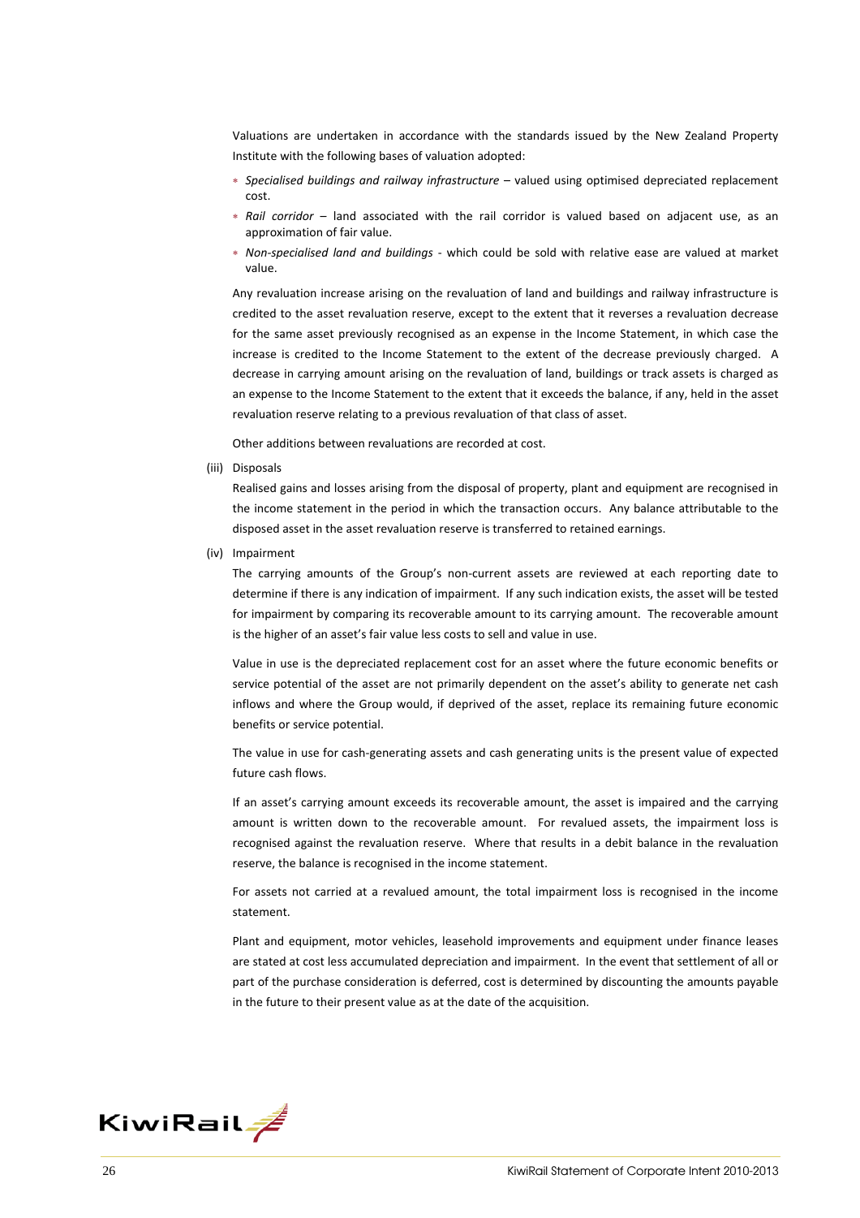Valuations are undertaken in accordance with the standards issued by the New Zealand Property Institute with the following bases of valuation adopted:

- *Specialised buildings and railway infrastructure* – valued using optimised depreciated replacement cost.
- *Rail corridor* – land associated with the rail corridor is valued based on adjacent use, as an approximation of fair value.
- *Non-specialised land and buildings* - which could be sold with relative ease are valued at market value.

Any revaluation increase arising on the revaluation of land and buildings and railway infrastructure is credited to the asset revaluation reserve, except to the extent that it reverses a revaluation decrease for the same asset previously recognised as an expense in the Income Statement, in which case the increase is credited to the Income Statement to the extent of the decrease previously charged. A decrease in carrying amount arising on the revaluation of land, buildings or track assets is charged as an expense to the Income Statement to the extent that it exceeds the balance, if any, held in the asset revaluation reserve relating to a previous revaluation of that class of asset.

Other additions between revaluations are recorded at cost.

(iii) Disposals

Realised gains and losses arising from the disposal of property, plant and equipment are recognised in the income statement in the period in which the transaction occurs. Any balance attributable to the disposed asset in the asset revaluation reserve is transferred to retained earnings.

(iv) Impairment

The carrying amounts of the Group's non-current assets are reviewed at each reporting date to determine if there is any indication of impairment. If any such indication exists, the asset will be tested for impairment by comparing its recoverable amount to its carrying amount. The recoverable amount is the higher of an asset's fair value less costs to sell and value in use.

Value in use is the depreciated replacement cost for an asset where the future economic benefits or service potential of the asset are not primarily dependent on the asset's ability to generate net cash inflows and where the Group would, if deprived of the asset, replace its remaining future economic benefits or service potential.

The value in use for cash-generating assets and cash generating units is the present value of expected future cash flows.

If an asset's carrying amount exceeds its recoverable amount, the asset is impaired and the carrying amount is written down to the recoverable amount. For revalued assets, the impairment loss is recognised against the revaluation reserve. Where that results in a debit balance in the revaluation reserve, the balance is recognised in the income statement.

For assets not carried at a revalued amount, the total impairment loss is recognised in the income statement.

Plant and equipment, motor vehicles, leasehold improvements and equipment under finance leases are stated at cost less accumulated depreciation and impairment. In the event that settlement of all or part of the purchase consideration is deferred, cost is determined by discounting the amounts payable in the future to their present value as at the date of the acquisition.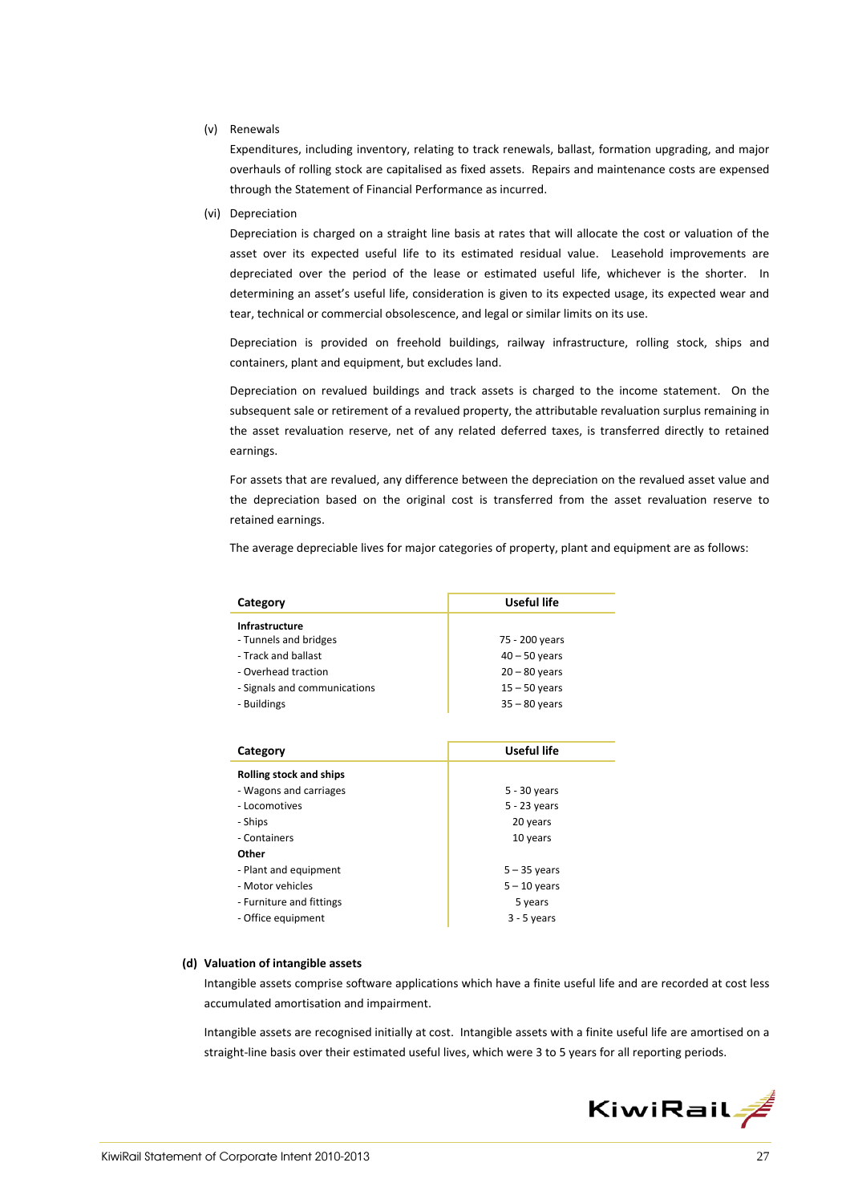(v) Renewals

Expenditures, including inventory, relating to track renewals, ballast, formation upgrading, and major overhauls of rolling stock are capitalised as fixed assets. Repairs and maintenance costs are expensed through the Statement of Financial Performance as incurred.

(vi) Depreciation

Depreciation is charged on a straight line basis at rates that will allocate the cost or valuation of the asset over its expected useful life to its estimated residual value. Leasehold improvements are depreciated over the period of the lease or estimated useful life, whichever is the shorter. In determining an asset's useful life, consideration is given to its expected usage, its expected wear and tear, technical or commercial obsolescence, and legal or similar limits on its use.

Depreciation is provided on freehold buildings, railway infrastructure, rolling stock, ships and containers, plant and equipment, but excludes land.

Depreciation on revalued buildings and track assets is charged to the income statement. On the subsequent sale or retirement of a revalued property, the attributable revaluation surplus remaining in the asset revaluation reserve, net of any related deferred taxes, is transferred directly to retained earnings.

For assets that are revalued, any difference between the depreciation on the revalued asset value and the depreciation based on the original cost is transferred from the asset revaluation reserve to retained earnings.

The average depreciable lives for major categories of property, plant and equipment are as follows:

| Category | Useful life |
|---|---|
| **Infrastructure** | |
| - Tunnels and bridges | 75 - 200 years |
| - Track and ballast | 40 – 50 years |
| - Overhead traction | 20 – 80 years |
| - Signals and communications | 15 – 50 years |
| - Buildings | 35 – 80 years |

| Category | Useful life |
|---|---|
| **Rolling stock and ships** | |
| - Wagons and carriages | 5 - 30 years |
| - Locomotives | 5 - 23 years |
| - Ships | 20 years |
| - Containers | 10 years |
| **Other** | |
| - Plant and equipment | 5 – 35 years |
| - Motor vehicles | 5 – 10 years |
| - Furniture and fittings | 5 years |
| - Office equipment | 3 - 5 years |

**(d) Valuation of intangible assets**

Intangible assets comprise software applications which have a finite useful life and are recorded at cost less accumulated amortisation and impairment.

Intangible assets are recognised initially at cost. Intangible assets with a finite useful life are amortised on a straight-line basis over their estimated useful lives, which were 3 to 5 years for all reporting periods.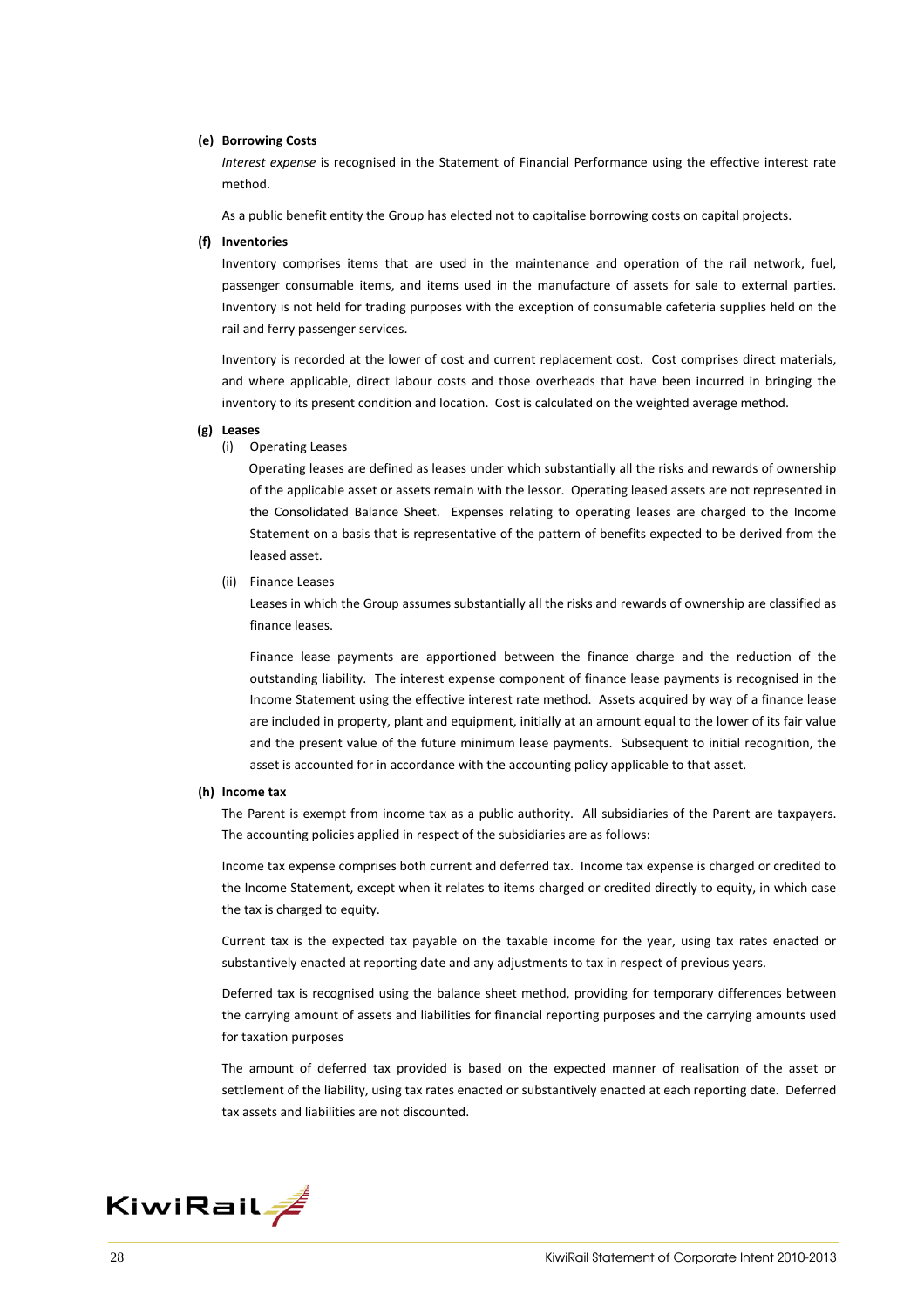**(e) Borrowing Costs**

*Interest expense* is recognised in the Statement of Financial Performance using the effective interest rate method.

As a public benefit entity the Group has elected not to capitalise borrowing costs on capital projects.

**(f) Inventories**

Inventory comprises items that are used in the maintenance and operation of the rail network, fuel, passenger consumable items, and items used in the manufacture of assets for sale to external parties. Inventory is not held for trading purposes with the exception of consumable cafeteria supplies held on the rail and ferry passenger services.

Inventory is recorded at the lower of cost and current replacement cost. Cost comprises direct materials, and where applicable, direct labour costs and those overheads that have been incurred in bringing the inventory to its present condition and location. Cost is calculated on the weighted average method.

**(g) Leases**

(i) Operating Leases

Operating leases are defined as leases under which substantially all the risks and rewards of ownership of the applicable asset or assets remain with the lessor. Operating leased assets are not represented in the Consolidated Balance Sheet. Expenses relating to operating leases are charged to the Income Statement on a basis that is representative of the pattern of benefits expected to be derived from the leased asset.

(ii) Finance Leases

Leases in which the Group assumes substantially all the risks and rewards of ownership are classified as finance leases.

Finance lease payments are apportioned between the finance charge and the reduction of the outstanding liability. The interest expense component of finance lease payments is recognised in the Income Statement using the effective interest rate method. Assets acquired by way of a finance lease are included in property, plant and equipment, initially at an amount equal to the lower of its fair value and the present value of the future minimum lease payments. Subsequent to initial recognition, the asset is accounted for in accordance with the accounting policy applicable to that asset.

**(h) Income tax**

The Parent is exempt from income tax as a public authority. All subsidiaries of the Parent are taxpayers. The accounting policies applied in respect of the subsidiaries are as follows:

Income tax expense comprises both current and deferred tax. Income tax expense is charged or credited to the Income Statement, except when it relates to items charged or credited directly to equity, in which case the tax is charged to equity.

Current tax is the expected tax payable on the taxable income for the year, using tax rates enacted or substantively enacted at reporting date and any adjustments to tax in respect of previous years.

Deferred tax is recognised using the balance sheet method, providing for temporary differences between the carrying amount of assets and liabilities for financial reporting purposes and the carrying amounts used for taxation purposes

The amount of deferred tax provided is based on the expected manner of realisation of the asset or settlement of the liability, using tax rates enacted or substantively enacted at each reporting date. Deferred tax assets and liabilities are not discounted.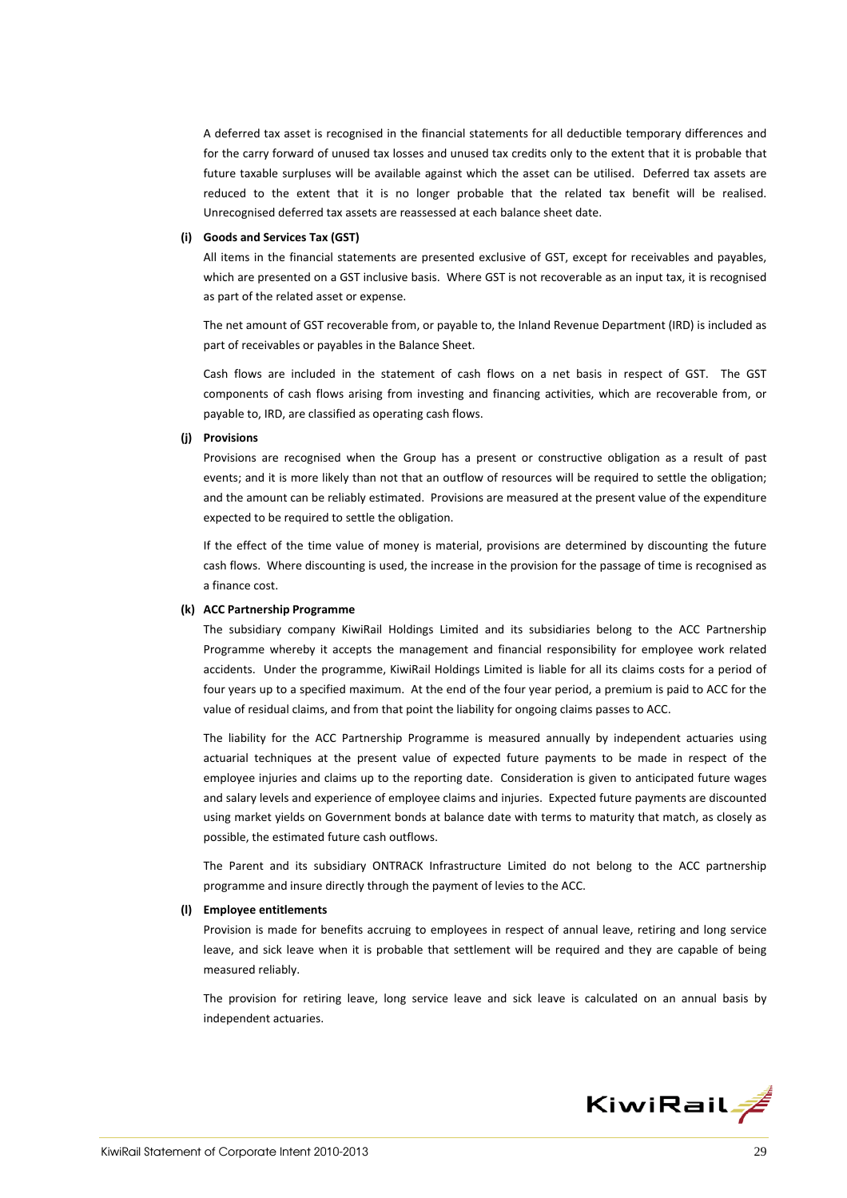A deferred tax asset is recognised in the financial statements for all deductible temporary differences and for the carry forward of unused tax losses and unused tax credits only to the extent that it is probable that future taxable surpluses will be available against which the asset can be utilised. Deferred tax assets are reduced to the extent that it is no longer probable that the related tax benefit will be realised. Unrecognised deferred tax assets are reassessed at each balance sheet date.

**(i) Goods and Services Tax (GST)**

All items in the financial statements are presented exclusive of GST, except for receivables and payables, which are presented on a GST inclusive basis. Where GST is not recoverable as an input tax, it is recognised as part of the related asset or expense.

The net amount of GST recoverable from, or payable to, the Inland Revenue Department (IRD) is included as part of receivables or payables in the Balance Sheet.

Cash flows are included in the statement of cash flows on a net basis in respect of GST. The GST components of cash flows arising from investing and financing activities, which are recoverable from, or payable to, IRD, are classified as operating cash flows.

**(j) Provisions**

Provisions are recognised when the Group has a present or constructive obligation as a result of past events; and it is more likely than not that an outflow of resources will be required to settle the obligation; and the amount can be reliably estimated. Provisions are measured at the present value of the expenditure expected to be required to settle the obligation.

If the effect of the time value of money is material, provisions are determined by discounting the future cash flows. Where discounting is used, the increase in the provision for the passage of time is recognised as a finance cost.

**(k) ACC Partnership Programme**

The subsidiary company KiwiRail Holdings Limited and its subsidiaries belong to the ACC Partnership Programme whereby it accepts the management and financial responsibility for employee work related accidents. Under the programme, KiwiRail Holdings Limited is liable for all its claims costs for a period of four years up to a specified maximum. At the end of the four year period, a premium is paid to ACC for the value of residual claims, and from that point the liability for ongoing claims passes to ACC.

The liability for the ACC Partnership Programme is measured annually by independent actuaries using actuarial techniques at the present value of expected future payments to be made in respect of the employee injuries and claims up to the reporting date. Consideration is given to anticipated future wages and salary levels and experience of employee claims and injuries. Expected future payments are discounted using market yields on Government bonds at balance date with terms to maturity that match, as closely as possible, the estimated future cash outflows.

The Parent and its subsidiary ONTRACK Infrastructure Limited do not belong to the ACC partnership programme and insure directly through the payment of levies to the ACC.

**(l) Employee entitlements**

Provision is made for benefits accruing to employees in respect of annual leave, retiring and long service leave, and sick leave when it is probable that settlement will be required and they are capable of being measured reliably.

The provision for retiring leave, long service leave and sick leave is calculated on an annual basis by independent actuaries.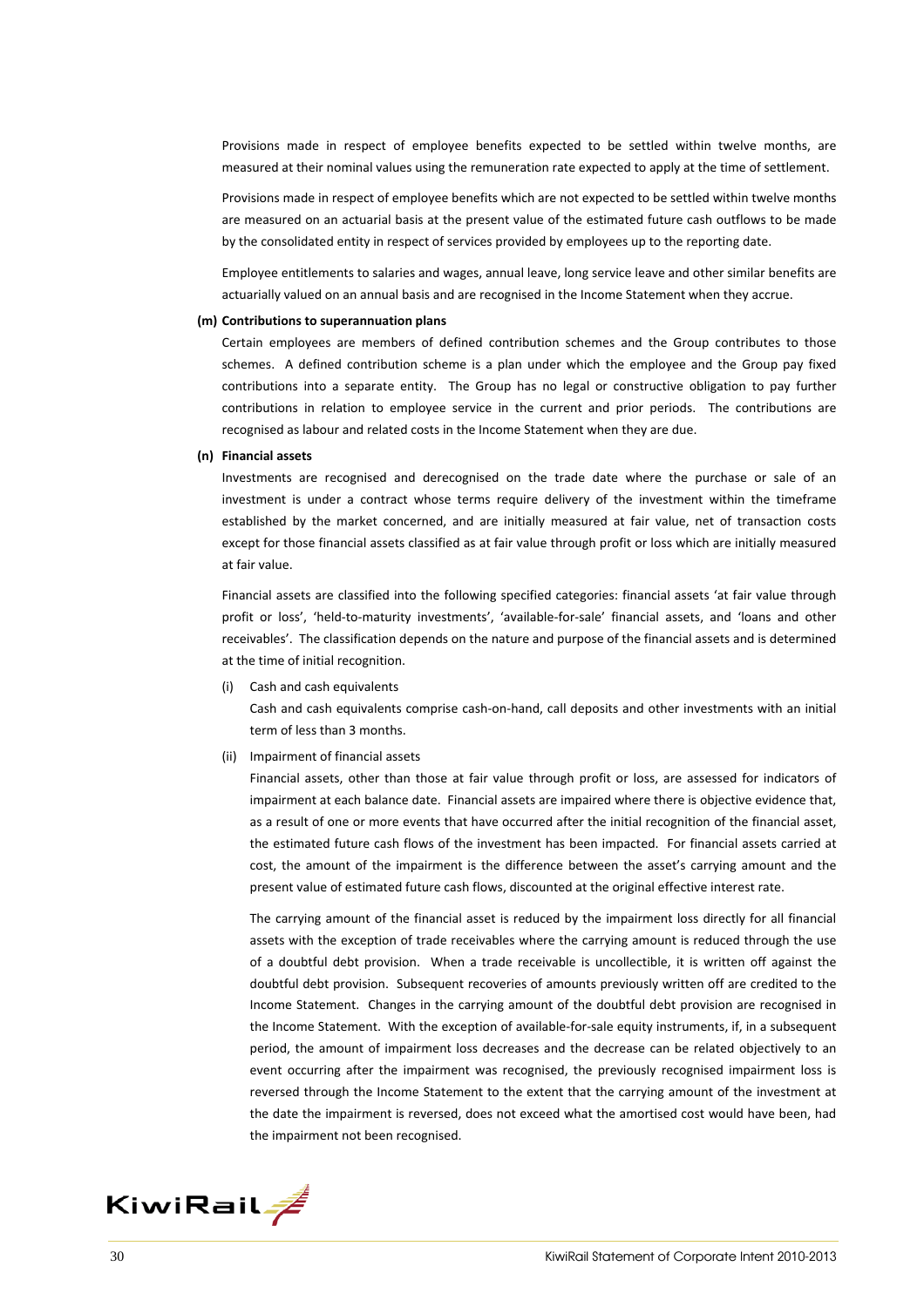Provisions made in respect of employee benefits expected to be settled within twelve months, are measured at their nominal values using the remuneration rate expected to apply at the time of settlement.

Provisions made in respect of employee benefits which are not expected to be settled within twelve months are measured on an actuarial basis at the present value of the estimated future cash outflows to be made by the consolidated entity in respect of services provided by employees up to the reporting date.

Employee entitlements to salaries and wages, annual leave, long service leave and other similar benefits are actuarially valued on an annual basis and are recognised in the Income Statement when they accrue.

**(m) Contributions to superannuation plans**

Certain employees are members of defined contribution schemes and the Group contributes to those schemes. A defined contribution scheme is a plan under which the employee and the Group pay fixed contributions into a separate entity. The Group has no legal or constructive obligation to pay further contributions in relation to employee service in the current and prior periods. The contributions are recognised as labour and related costs in the Income Statement when they are due.

**(n) Financial assets**

Investments are recognised and derecognised on the trade date where the purchase or sale of an investment is under a contract whose terms require delivery of the investment within the timeframe established by the market concerned, and are initially measured at fair value, net of transaction costs except for those financial assets classified as at fair value through profit or loss which are initially measured at fair value.

Financial assets are classified into the following specified categories: financial assets 'at fair value through profit or loss', 'held-to-maturity investments', 'available-for-sale' financial assets, and 'loans and other receivables'. The classification depends on the nature and purpose of the financial assets and is determined at the time of initial recognition.

(i) Cash and cash equivalents

Cash and cash equivalents comprise cash-on-hand, call deposits and other investments with an initial term of less than 3 months.

(ii) Impairment of financial assets

Financial assets, other than those at fair value through profit or loss, are assessed for indicators of impairment at each balance date. Financial assets are impaired where there is objective evidence that, as a result of one or more events that have occurred after the initial recognition of the financial asset, the estimated future cash flows of the investment has been impacted. For financial assets carried at cost, the amount of the impairment is the difference between the asset's carrying amount and the present value of estimated future cash flows, discounted at the original effective interest rate.

The carrying amount of the financial asset is reduced by the impairment loss directly for all financial assets with the exception of trade receivables where the carrying amount is reduced through the use of a doubtful debt provision. When a trade receivable is uncollectible, it is written off against the doubtful debt provision. Subsequent recoveries of amounts previously written off are credited to the Income Statement. Changes in the carrying amount of the doubtful debt provision are recognised in the Income Statement. With the exception of available-for-sale equity instruments, if, in a subsequent period, the amount of impairment loss decreases and the decrease can be related objectively to an event occurring after the impairment was recognised, the previously recognised impairment loss is reversed through the Income Statement to the extent that the carrying amount of the investment at the date the impairment is reversed, does not exceed what the amortised cost would have been, had the impairment not been recognised.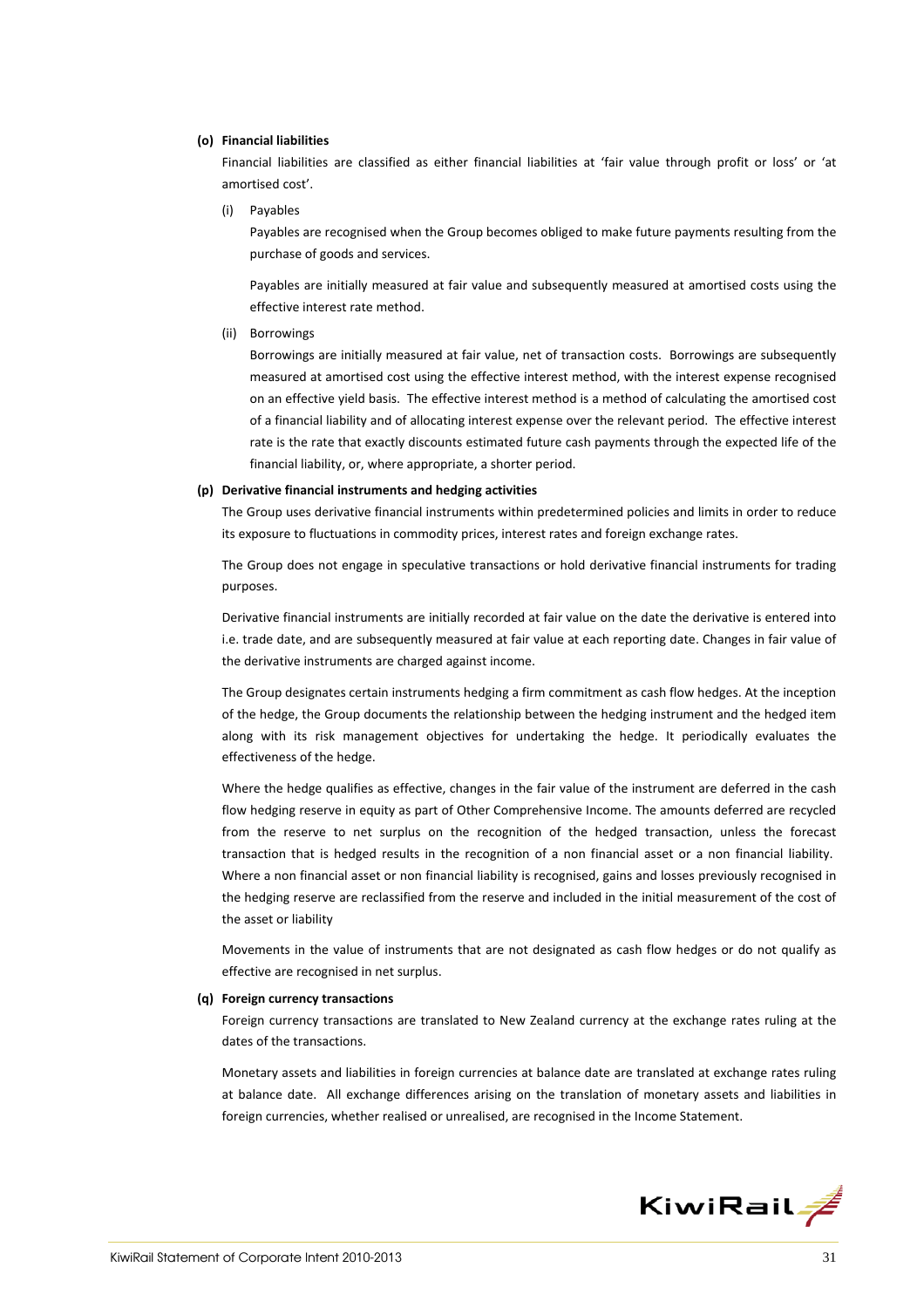**(o) Financial liabilities**

Financial liabilities are classified as either financial liabilities at 'fair value through profit or loss' or 'at amortised cost'.

(i) Payables

Payables are recognised when the Group becomes obliged to make future payments resulting from the purchase of goods and services.

Payables are initially measured at fair value and subsequently measured at amortised costs using the effective interest rate method.

(ii) Borrowings

Borrowings are initially measured at fair value, net of transaction costs. Borrowings are subsequently measured at amortised cost using the effective interest method, with the interest expense recognised on an effective yield basis. The effective interest method is a method of calculating the amortised cost of a financial liability and of allocating interest expense over the relevant period. The effective interest rate is the rate that exactly discounts estimated future cash payments through the expected life of the financial liability, or, where appropriate, a shorter period.

**(p) Derivative financial instruments and hedging activities**

The Group uses derivative financial instruments within predetermined policies and limits in order to reduce its exposure to fluctuations in commodity prices, interest rates and foreign exchange rates.

The Group does not engage in speculative transactions or hold derivative financial instruments for trading purposes.

Derivative financial instruments are initially recorded at fair value on the date the derivative is entered into i.e. trade date, and are subsequently measured at fair value at each reporting date. Changes in fair value of the derivative instruments are charged against income.

The Group designates certain instruments hedging a firm commitment as cash flow hedges. At the inception of the hedge, the Group documents the relationship between the hedging instrument and the hedged item along with its risk management objectives for undertaking the hedge. It periodically evaluates the effectiveness of the hedge.

Where the hedge qualifies as effective, changes in the fair value of the instrument are deferred in the cash flow hedging reserve in equity as part of Other Comprehensive Income. The amounts deferred are recycled from the reserve to net surplus on the recognition of the hedged transaction, unless the forecast transaction that is hedged results in the recognition of a non financial asset or a non financial liability. Where a non financial asset or non financial liability is recognised, gains and losses previously recognised in the hedging reserve are reclassified from the reserve and included in the initial measurement of the cost of the asset or liability

Movements in the value of instruments that are not designated as cash flow hedges or do not qualify as effective are recognised in net surplus.

**(q) Foreign currency transactions**

Foreign currency transactions are translated to New Zealand currency at the exchange rates ruling at the dates of the transactions.

Monetary assets and liabilities in foreign currencies at balance date are translated at exchange rates ruling at balance date. All exchange differences arising on the translation of monetary assets and liabilities in foreign currencies, whether realised or unrealised, are recognised in the Income Statement.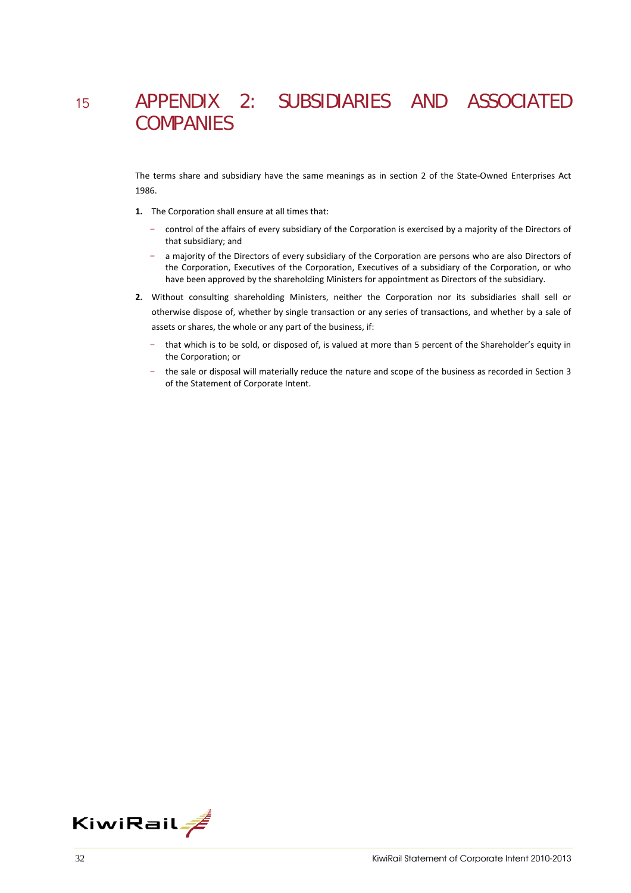# 15 APPENDIX 2: SUBSIDIARIES AND ASSOCIATED COMPANIES

The terms share and subsidiary have the same meanings as in section 2 of the State-Owned Enterprises Act 1986.

**1.** The Corporation shall ensure at all times that:

- control of the affairs of every subsidiary of the Corporation is exercised by a majority of the Directors of that subsidiary; and
- a majority of the Directors of every subsidiary of the Corporation are persons who are also Directors of the Corporation, Executives of the Corporation, Executives of a subsidiary of the Corporation, or who have been approved by the shareholding Ministers for appointment as Directors of the subsidiary.

**2.** Without consulting shareholding Ministers, neither the Corporation nor its subsidiaries shall sell or otherwise dispose of, whether by single transaction or any series of transactions, and whether by a sale of assets or shares, the whole or any part of the business, if:

- that which is to be sold, or disposed of, is valued at more than 5 percent of the Shareholder's equity in the Corporation; or
- the sale or disposal will materially reduce the nature and scope of the business as recorded in Section 3 of the Statement of Corporate Intent.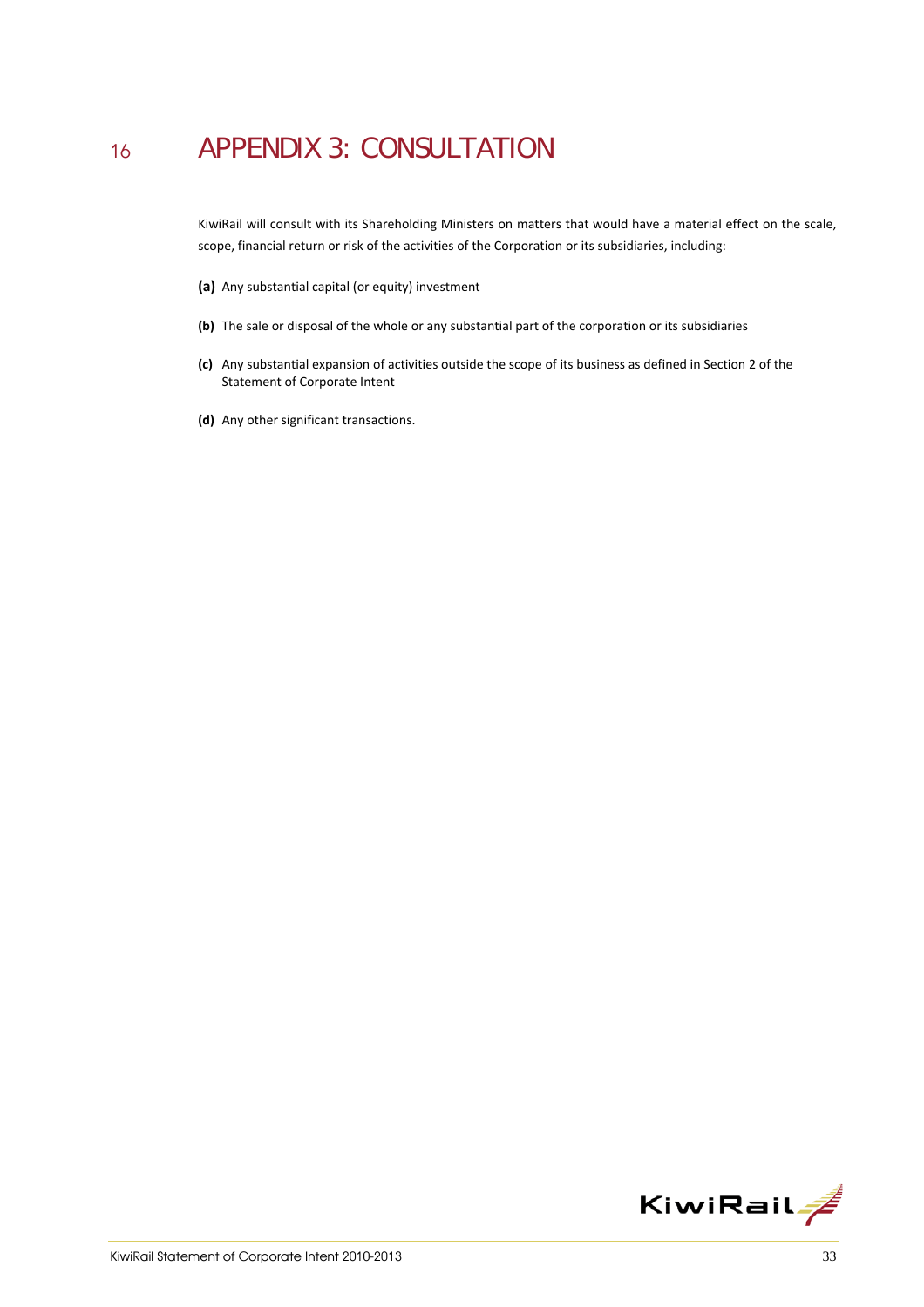# 16 APPENDIX 3: CONSULTATION

KiwiRail will consult with its Shareholding Ministers on matters that would have a material effect on the scale, scope, financial return or risk of the activities of the Corporation or its subsidiaries, including:

**(a)** Any substantial capital (or equity) investment

**(b)** The sale or disposal of the whole or any substantial part of the corporation or its subsidiaries

**(c)** Any substantial expansion of activities outside the scope of its business as defined in Section 2 of the Statement of Corporate Intent

**(d)** Any other significant transactions.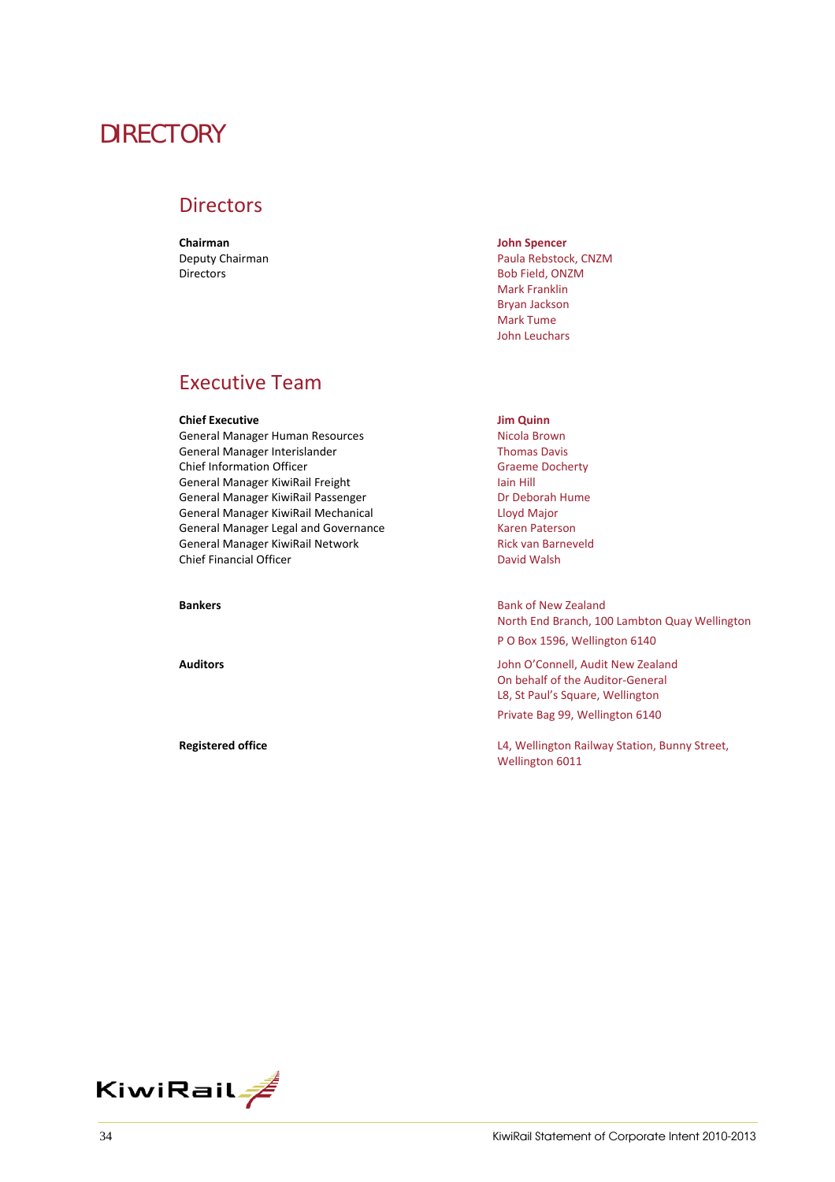# DIRECTORY

## Directors

| | |
|---|---|
| **Chairman** | **John Spencer** |
| Deputy Chairman | Paula Rebstock, CNZM |
| Directors | Bob Field, ONZM |
| | Mark Franklin |
| | Bryan Jackson |
| | Mark Tume |
| | John Leuchars |

## Executive Team

| | |
|---|---|
| **Chief Executive** | **Jim Quinn** |
| General Manager Human Resources | Nicola Brown |
| General Manager Interislander | Thomas Davis |
| Chief Information Officer | Graeme Docherty |
| General Manager KiwiRail Freight | Iain Hill |
| General Manager KiwiRail Passenger | Dr Deborah Hume |
| General Manager KiwiRail Mechanical | Lloyd Major |
| General Manager Legal and Governance | Karen Paterson |
| General Manager KiwiRail Network | Rick van Barneveld |
| Chief Financial Officer | David Walsh |

| | |
|---|---|
| **Bankers** | Bank of New Zealand<br>North End Branch, 100 Lambton Quay Wellington<br>P O Box 1596, Wellington 6140 |
| **Auditors** | John O'Connell, Audit New Zealand<br>On behalf of the Auditor-General<br>L8, St Paul's Square, Wellington<br>Private Bag 99, Wellington 6140 |
| **Registered office** | L4, Wellington Railway Station, Bunny Street,<br>Wellington 6011 |